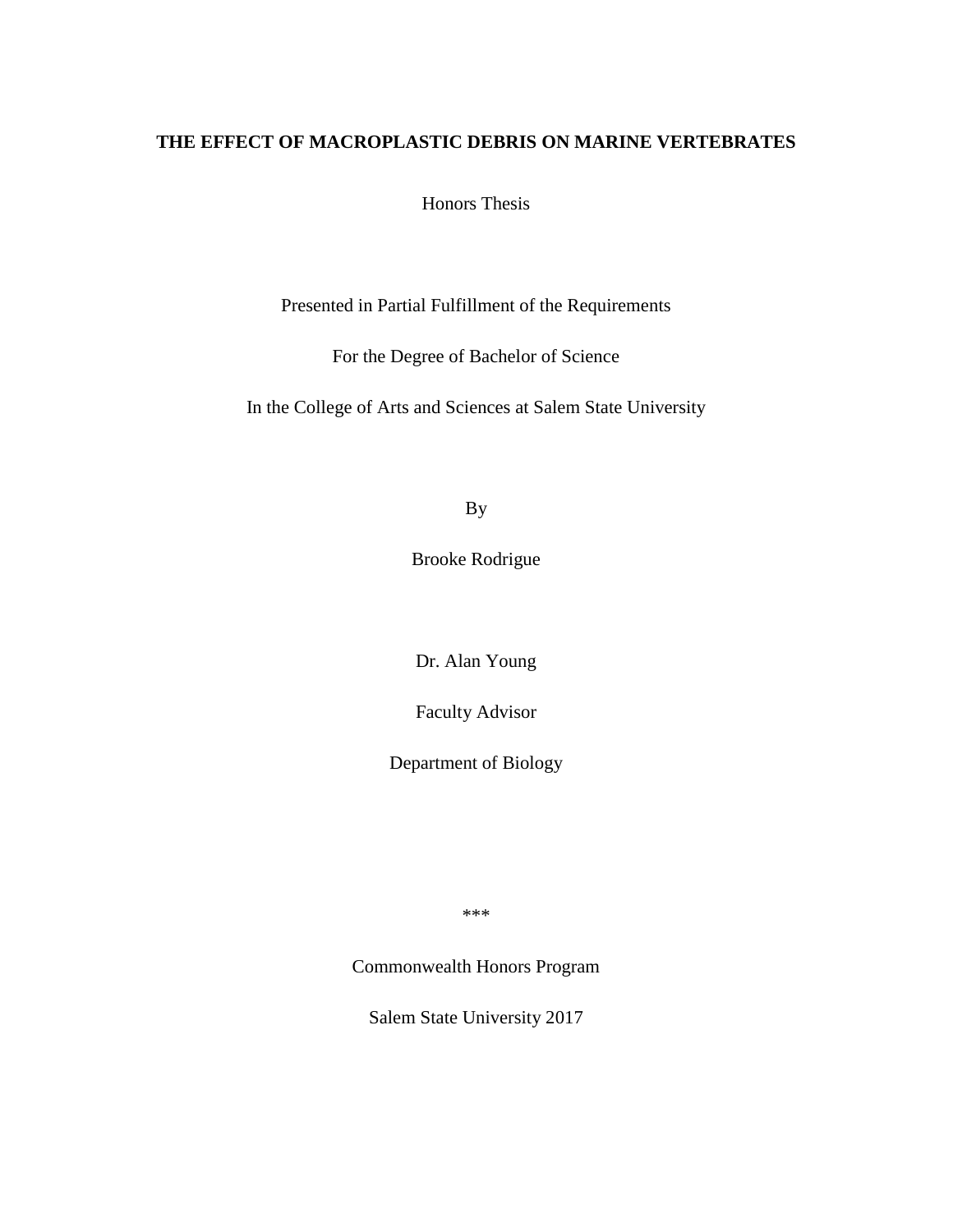# THE EFFECT OF MACROPLASTIC DEBRIS ON MARINE VERTEBRATES

Honors Thesis

Presented in Partial Fulfillment of the Requirements

For the Degree of Bachelor of Science

In the College of Arts and Sciences at Salem State University

By

Brooke Rodrigue

Dr. Alan Young

Faculty Advisor

Department of Biology

***

Commonwealth Honors Program

Salem State University 2017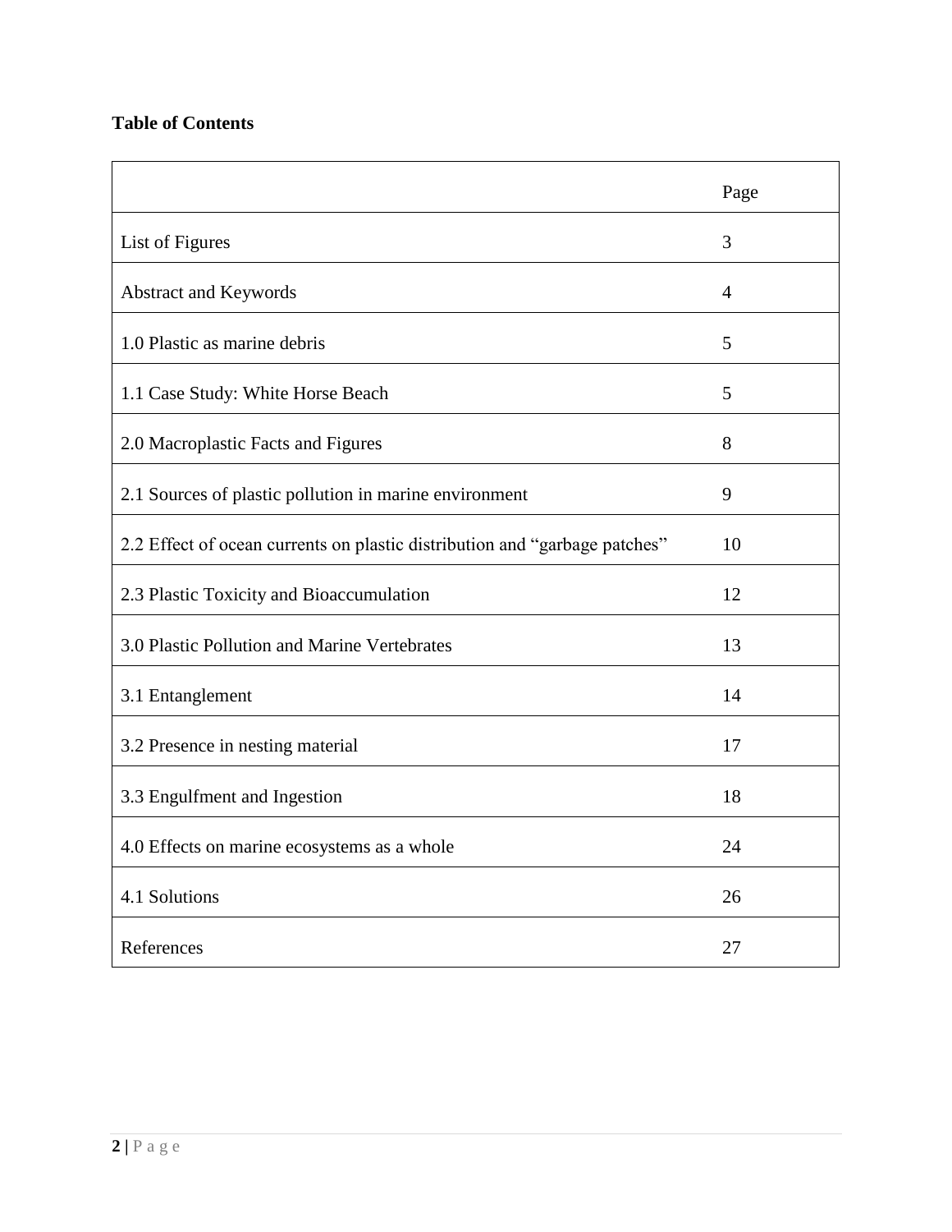**Table of Contents**

| | Page |
|---|---|
| List of Figures | 3 |
| Abstract and Keywords | 4 |
| 1.0 Plastic as marine debris | 5 |
| 1.1 Case Study: White Horse Beach | 5 |
| 2.0 Macroplastic Facts and Figures | 8 |
| 2.1 Sources of plastic pollution in marine environment | 9 |
| 2.2 Effect of ocean currents on plastic distribution and "garbage patches" | 10 |
| 2.3 Plastic Toxicity and Bioaccumulation | 12 |
| 3.0 Plastic Pollution and Marine Vertebrates | 13 |
| 3.1 Entanglement | 14 |
| 3.2 Presence in nesting material | 17 |
| 3.3 Engulfment and Ingestion | 18 |
| 4.0 Effects on marine ecosystems as a whole | 24 |
| 4.1 Solutions | 26 |
| References | 27 |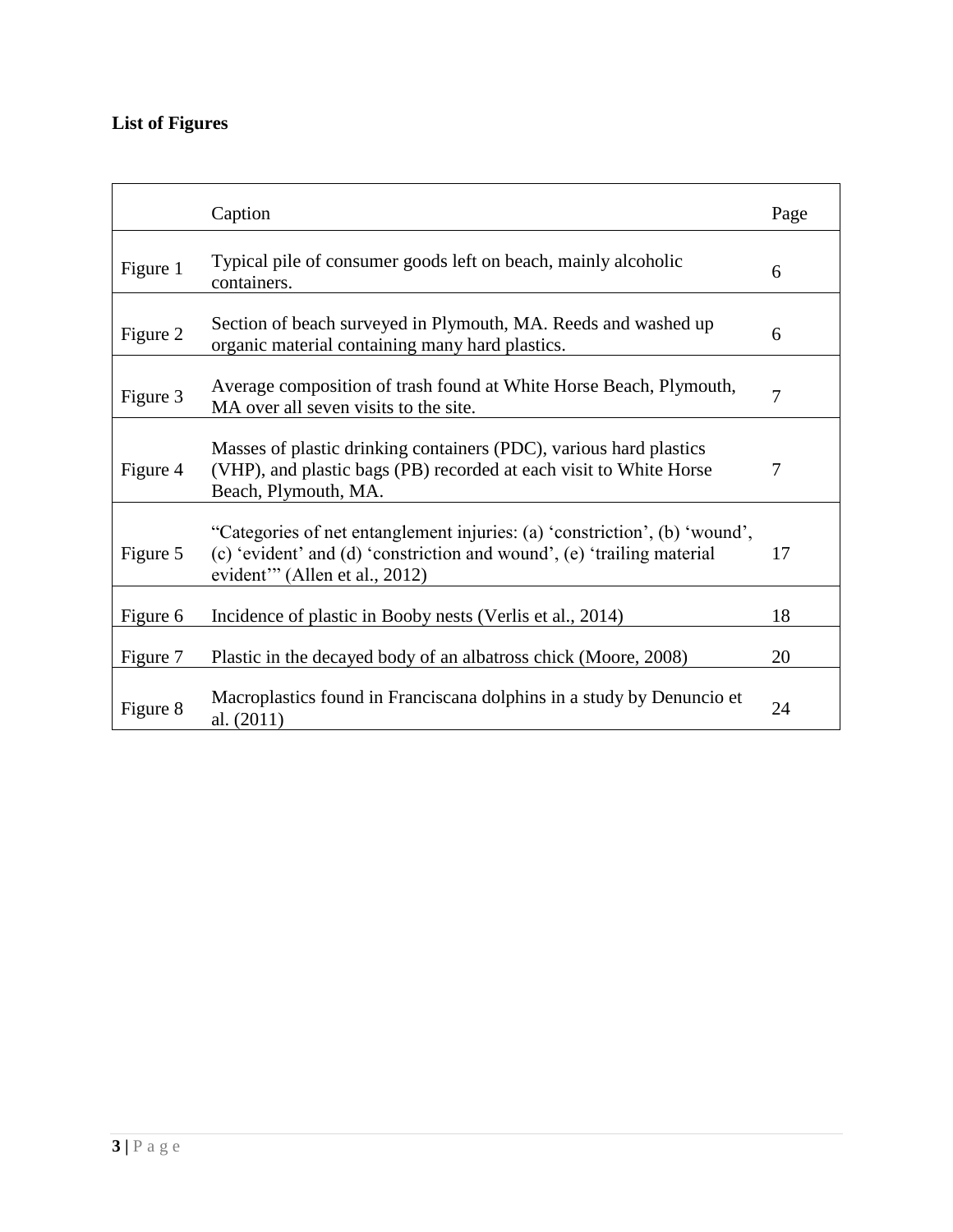**List of Figures**

| | Caption | Page |
|---|---|---|
| Figure 1 | Typical pile of consumer goods left on beach, mainly alcoholic containers. | 6 |
| Figure 2 | Section of beach surveyed in Plymouth, MA. Reeds and washed up organic material containing many hard plastics. | 6 |
| Figure 3 | Average composition of trash found at White Horse Beach, Plymouth, MA over all seven visits to the site. | 7 |
| Figure 4 | Masses of plastic drinking containers (PDC), various hard plastics (VHP), and plastic bags (PB) recorded at each visit to White Horse Beach, Plymouth, MA. | 7 |
| Figure 5 | "Categories of net entanglement injuries: (a) 'constriction', (b) 'wound', (c) 'evident' and (d) 'constriction and wound', (e) 'trailing material evident'" (Allen et al., 2012) | 17 |
| Figure 6 | Incidence of plastic in Booby nests (Verlis et al., 2014) | 18 |
| Figure 7 | Plastic in the decayed body of an albatross chick (Moore, 2008) | 20 |
| Figure 8 | Macroplastics found in Franciscana dolphins in a study by Denuncio et al. (2011) | 24 |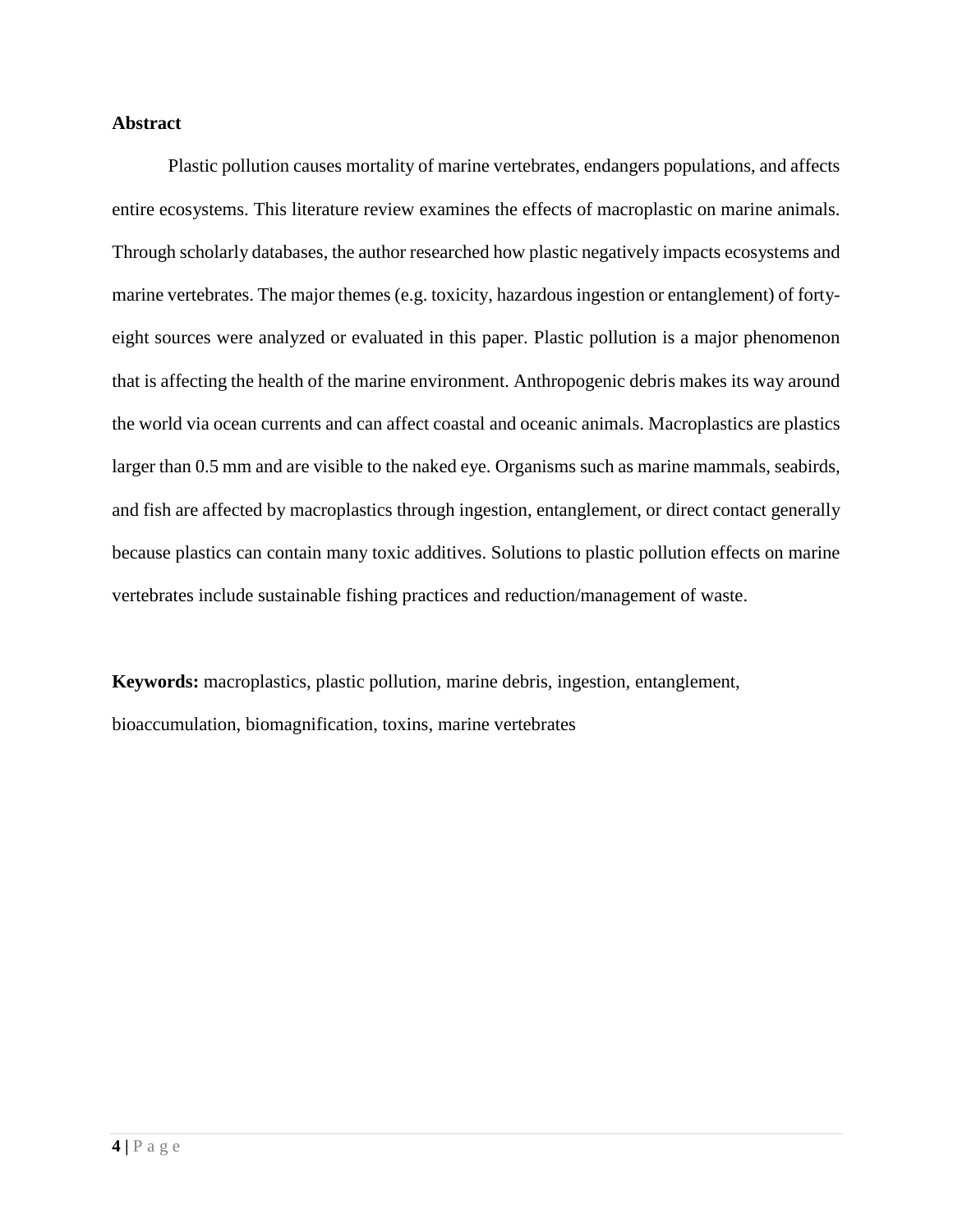## Abstract

Plastic pollution causes mortality of marine vertebrates, endangers populations, and affects entire ecosystems. This literature review examines the effects of macroplastic on marine animals. Through scholarly databases, the author researched how plastic negatively impacts ecosystems and marine vertebrates. The major themes (e.g. toxicity, hazardous ingestion or entanglement) of forty-eight sources were analyzed or evaluated in this paper. Plastic pollution is a major phenomenon that is affecting the health of the marine environment. Anthropogenic debris makes its way around the world via ocean currents and can affect coastal and oceanic animals. Macroplastics are plastics larger than 0.5 mm and are visible to the naked eye. Organisms such as marine mammals, seabirds, and fish are affected by macroplastics through ingestion, entanglement, or direct contact generally because plastics can contain many toxic additives. Solutions to plastic pollution effects on marine vertebrates include sustainable fishing practices and reduction/management of waste.

**Keywords:** macroplastics, plastic pollution, marine debris, ingestion, entanglement, bioaccumulation, biomagnification, toxins, marine vertebrates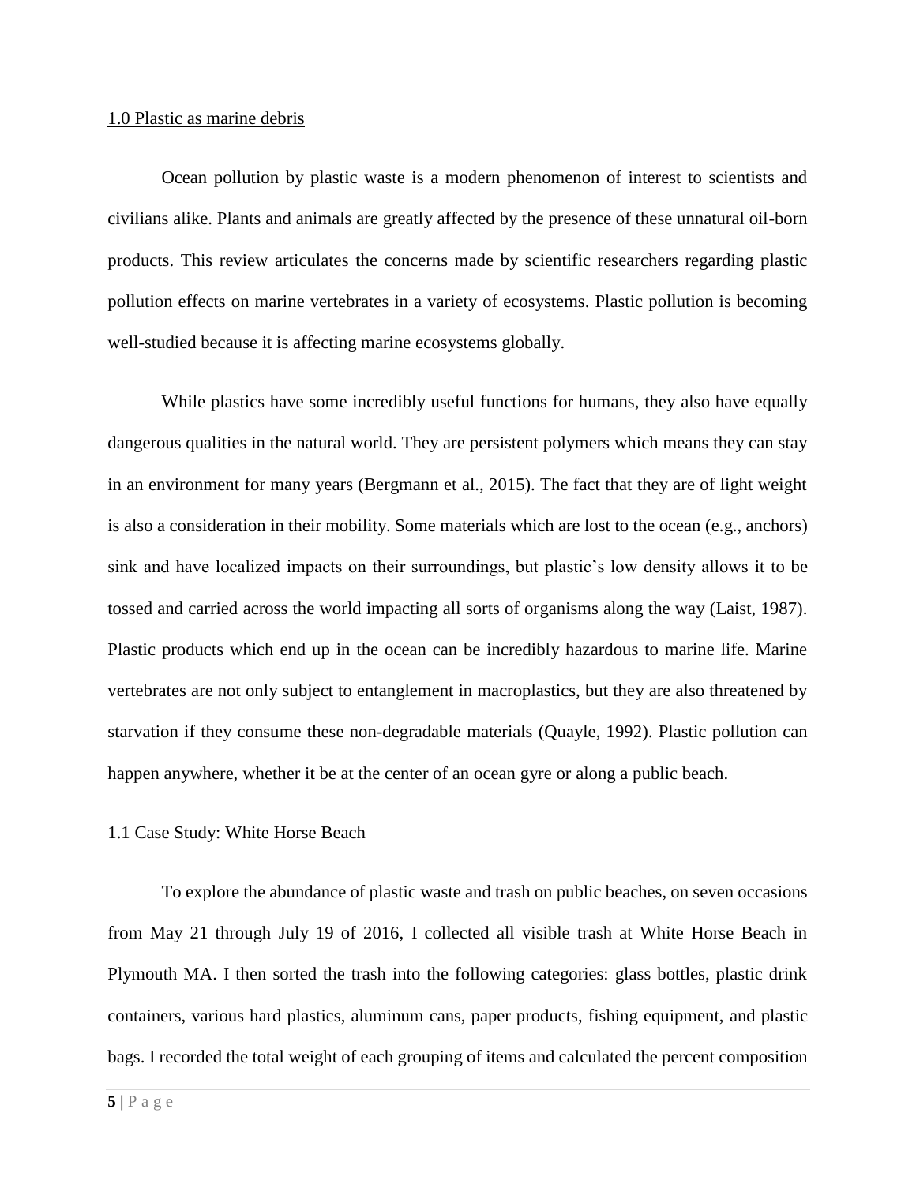## 1.0 Plastic as marine debris

Ocean pollution by plastic waste is a modern phenomenon of interest to scientists and civilians alike. Plants and animals are greatly affected by the presence of these unnatural oil-born products. This review articulates the concerns made by scientific researchers regarding plastic pollution effects on marine vertebrates in a variety of ecosystems. Plastic pollution is becoming well-studied because it is affecting marine ecosystems globally.

While plastics have some incredibly useful functions for humans, they also have equally dangerous qualities in the natural world. They are persistent polymers which means they can stay in an environment for many years (Bergmann et al., 2015). The fact that they are of light weight is also a consideration in their mobility. Some materials which are lost to the ocean (e.g., anchors) sink and have localized impacts on their surroundings, but plastic's low density allows it to be tossed and carried across the world impacting all sorts of organisms along the way (Laist, 1987). Plastic products which end up in the ocean can be incredibly hazardous to marine life. Marine vertebrates are not only subject to entanglement in macroplastics, but they are also threatened by starvation if they consume these non-degradable materials (Quayle, 1992). Plastic pollution can happen anywhere, whether it be at the center of an ocean gyre or along a public beach.

## 1.1 Case Study: White Horse Beach

To explore the abundance of plastic waste and trash on public beaches, on seven occasions from May 21 through July 19 of 2016, I collected all visible trash at White Horse Beach in Plymouth MA. I then sorted the trash into the following categories: glass bottles, plastic drink containers, various hard plastics, aluminum cans, paper products, fishing equipment, and plastic bags. I recorded the total weight of each grouping of items and calculated the percent composition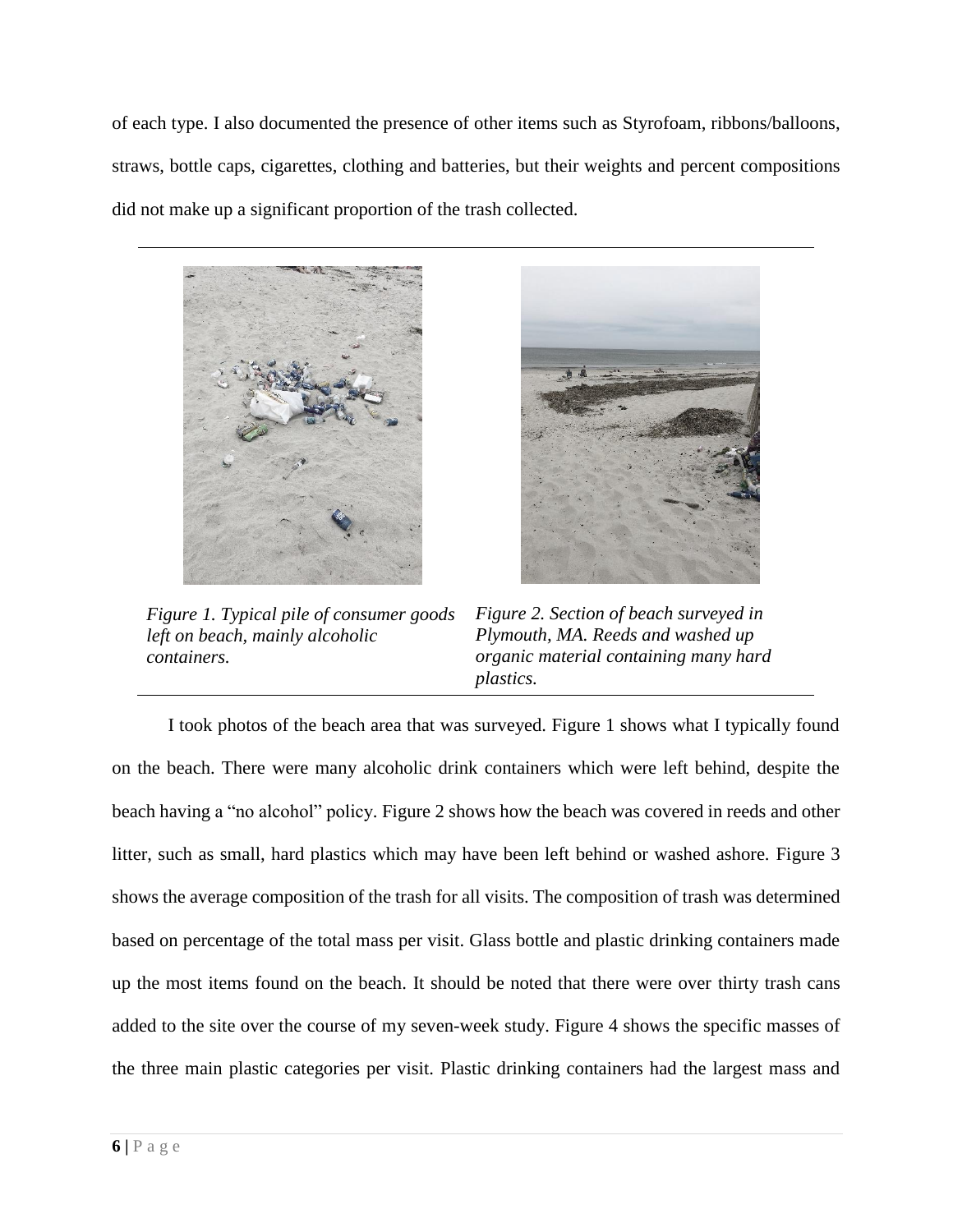of each type. I also documented the presence of other items such as Styrofoam, ribbons/balloons, straws, bottle caps, cigarettes, clothing and batteries, but their weights and percent compositions did not make up a significant proportion of the trash collected.

*Figure 1. Typical pile of consumer goods left on beach, mainly alcoholic containers.*

*Figure 2. Section of beach surveyed in Plymouth, MA. Reeds and washed up organic material containing many hard plastics.*

I took photos of the beach area that was surveyed. Figure 1 shows what I typically found on the beach. There were many alcoholic drink containers which were left behind, despite the beach having a "no alcohol" policy. Figure 2 shows how the beach was covered in reeds and other litter, such as small, hard plastics which may have been left behind or washed ashore. Figure 3 shows the average composition of the trash for all visits. The composition of trash was determined based on percentage of the total mass per visit. Glass bottle and plastic drinking containers made up the most items found on the beach. It should be noted that there were over thirty trash cans added to the site over the course of my seven-week study. Figure 4 shows the specific masses of the three main plastic categories per visit. Plastic drinking containers had the largest mass and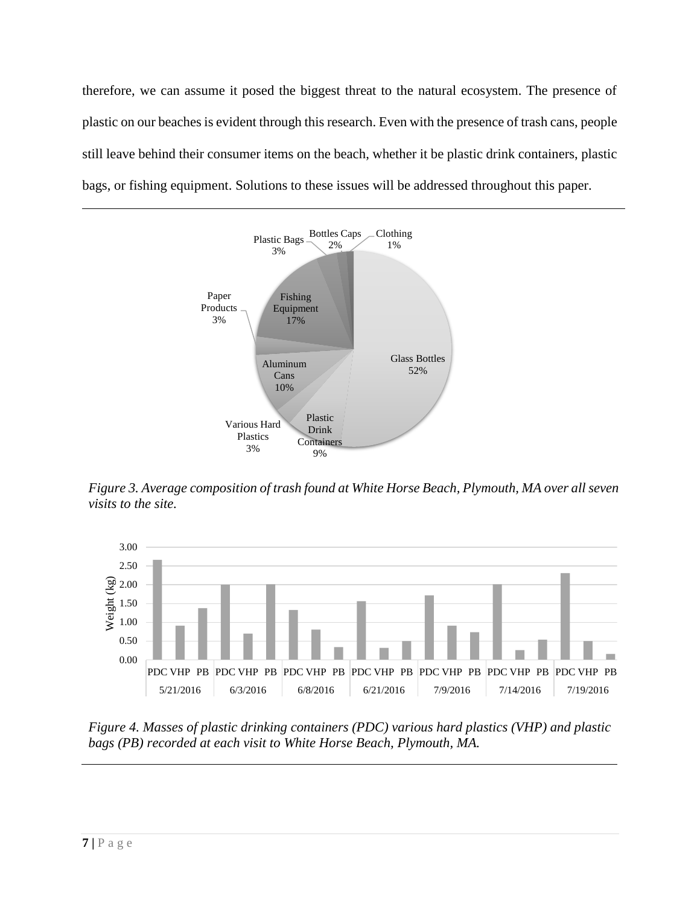therefore, we can assume it posed the biggest threat to the natural ecosystem. The presence of plastic on our beaches is evident through this research. Even with the presence of trash cans, people still leave behind their consumer items on the beach, whether it be plastic drink containers, plastic bags, or fishing equipment. Solutions to these issues will be addressed throughout this paper.

*Figure 3. Average composition of trash found at White Horse Beach, Plymouth, MA over all seven visits to the site.*

*Figure 4. Masses of plastic drinking containers (PDC) various hard plastics (VHP) and plastic bags (PB) recorded at each visit to White Horse Beach, Plymouth, MA.*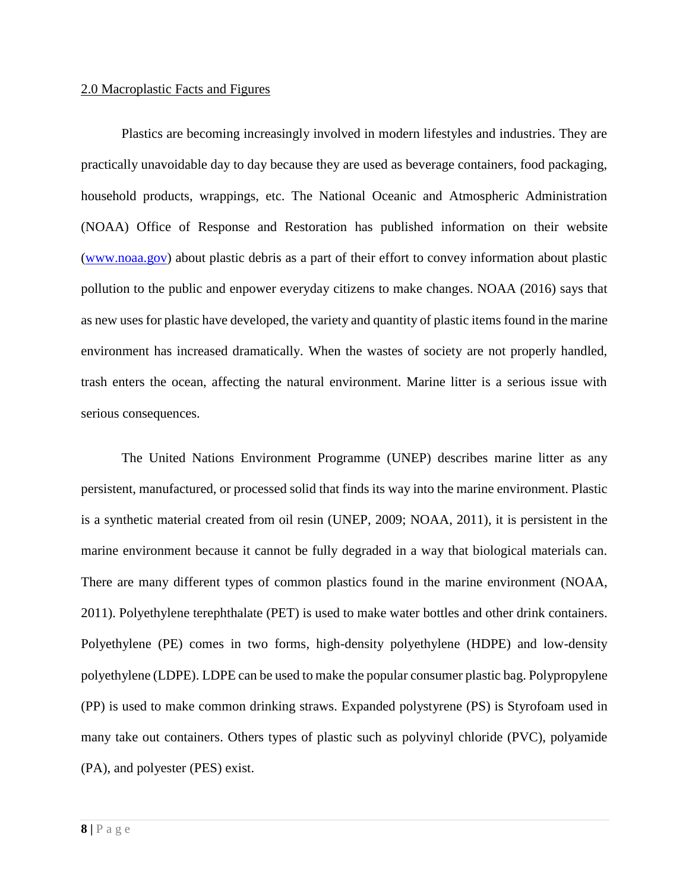## 2.0 Macroplastic Facts and Figures

Plastics are becoming increasingly involved in modern lifestyles and industries. They are practically unavoidable day to day because they are used as beverage containers, food packaging, household products, wrappings, etc. The National Oceanic and Atmospheric Administration (NOAA) Office of Response and Restoration has published information on their website ([www.noaa.gov](www.noaa.gov)) about plastic debris as a part of their effort to convey information about plastic pollution to the public and enpower everyday citizens to make changes. NOAA (2016) says that as new uses for plastic have developed, the variety and quantity of plastic items found in the marine environment has increased dramatically. When the wastes of society are not properly handled, trash enters the ocean, affecting the natural environment. Marine litter is a serious issue with serious consequences.

The United Nations Environment Programme (UNEP) describes marine litter as any persistent, manufactured, or processed solid that finds its way into the marine environment. Plastic is a synthetic material created from oil resin (UNEP, 2009; NOAA, 2011), it is persistent in the marine environment because it cannot be fully degraded in a way that biological materials can. There are many different types of common plastics found in the marine environment (NOAA, 2011). Polyethylene terephthalate (PET) is used to make water bottles and other drink containers. Polyethylene (PE) comes in two forms, high-density polyethylene (HDPE) and low-density polyethylene (LDPE). LDPE can be used to make the popular consumer plastic bag. Polypropylene (PP) is used to make common drinking straws. Expanded polystyrene (PS) is Styrofoam used in many take out containers. Others types of plastic such as polyvinyl chloride (PVC), polyamide (PA), and polyester (PES) exist.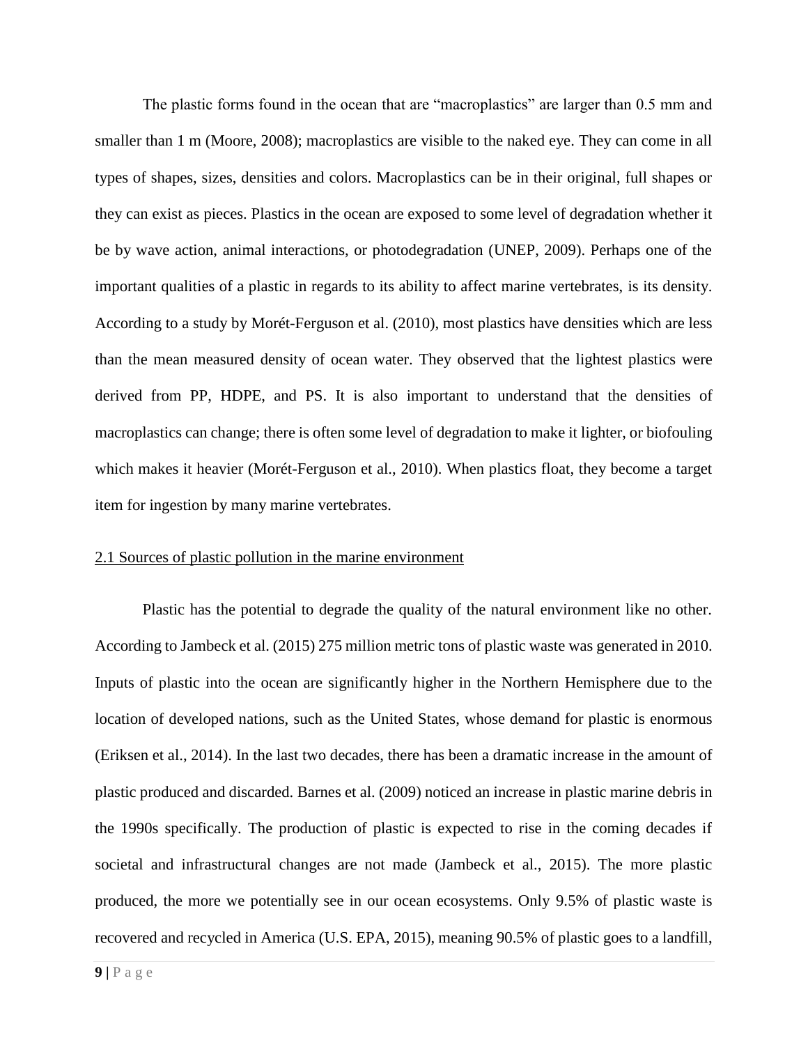The plastic forms found in the ocean that are "macroplastics" are larger than 0.5 mm and smaller than 1 m (Moore, 2008); macroplastics are visible to the naked eye. They can come in all types of shapes, sizes, densities and colors. Macroplastics can be in their original, full shapes or they can exist as pieces. Plastics in the ocean are exposed to some level of degradation whether it be by wave action, animal interactions, or photodegradation (UNEP, 2009). Perhaps one of the important qualities of a plastic in regards to its ability to affect marine vertebrates, is its density. According to a study by Morét-Ferguson et al. (2010), most plastics have densities which are less than the mean measured density of ocean water. They observed that the lightest plastics were derived from PP, HDPE, and PS. It is also important to understand that the densities of macroplastics can change; there is often some level of degradation to make it lighter, or biofouling which makes it heavier (Morét-Ferguson et al., 2010). When plastics float, they become a target item for ingestion by many marine vertebrates.

## 2.1 Sources of plastic pollution in the marine environment

Plastic has the potential to degrade the quality of the natural environment like no other. According to Jambeck et al. (2015) 275 million metric tons of plastic waste was generated in 2010. Inputs of plastic into the ocean are significantly higher in the Northern Hemisphere due to the location of developed nations, such as the United States, whose demand for plastic is enormous (Eriksen et al., 2014). In the last two decades, there has been a dramatic increase in the amount of plastic produced and discarded. Barnes et al. (2009) noticed an increase in plastic marine debris in the 1990s specifically. The production of plastic is expected to rise in the coming decades if societal and infrastructural changes are not made (Jambeck et al., 2015). The more plastic produced, the more we potentially see in our ocean ecosystems. Only 9.5% of plastic waste is recovered and recycled in America (U.S. EPA, 2015), meaning 90.5% of plastic goes to a landfill,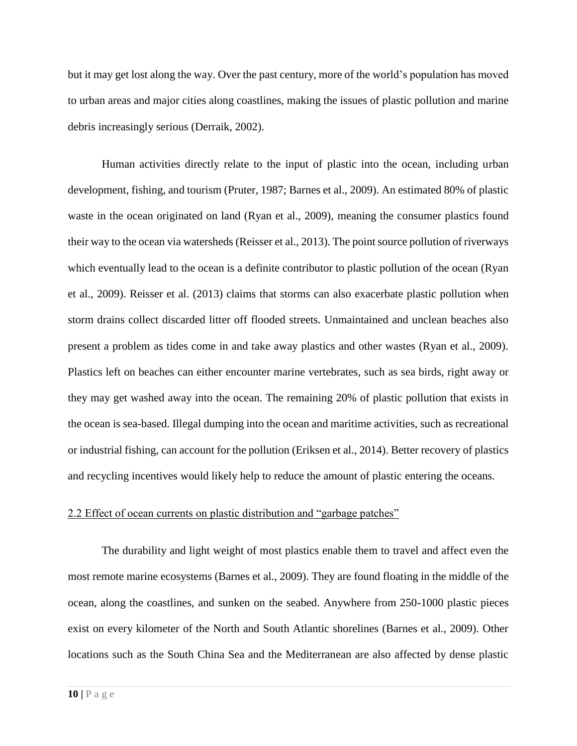but it may get lost along the way. Over the past century, more of the world's population has moved to urban areas and major cities along coastlines, making the issues of plastic pollution and marine debris increasingly serious (Derraik, 2002).

Human activities directly relate to the input of plastic into the ocean, including urban development, fishing, and tourism (Pruter, 1987; Barnes et al., 2009). An estimated 80% of plastic waste in the ocean originated on land (Ryan et al., 2009), meaning the consumer plastics found their way to the ocean via watersheds (Reisser et al., 2013). The point source pollution of riverways which eventually lead to the ocean is a definite contributor to plastic pollution of the ocean (Ryan et al., 2009). Reisser et al. (2013) claims that storms can also exacerbate plastic pollution when storm drains collect discarded litter off flooded streets. Unmaintained and unclean beaches also present a problem as tides come in and take away plastics and other wastes (Ryan et al., 2009). Plastics left on beaches can either encounter marine vertebrates, such as sea birds, right away or they may get washed away into the ocean. The remaining 20% of plastic pollution that exists in the ocean is sea-based. Illegal dumping into the ocean and maritime activities, such as recreational or industrial fishing, can account for the pollution (Eriksen et al., 2014). Better recovery of plastics and recycling incentives would likely help to reduce the amount of plastic entering the oceans.

### 2.2 Effect of ocean currents on plastic distribution and "garbage patches"

The durability and light weight of most plastics enable them to travel and affect even the most remote marine ecosystems (Barnes et al., 2009). They are found floating in the middle of the ocean, along the coastlines, and sunken on the seabed. Anywhere from 250-1000 plastic pieces exist on every kilometer of the North and South Atlantic shorelines (Barnes et al., 2009). Other locations such as the South China Sea and the Mediterranean are also affected by dense plastic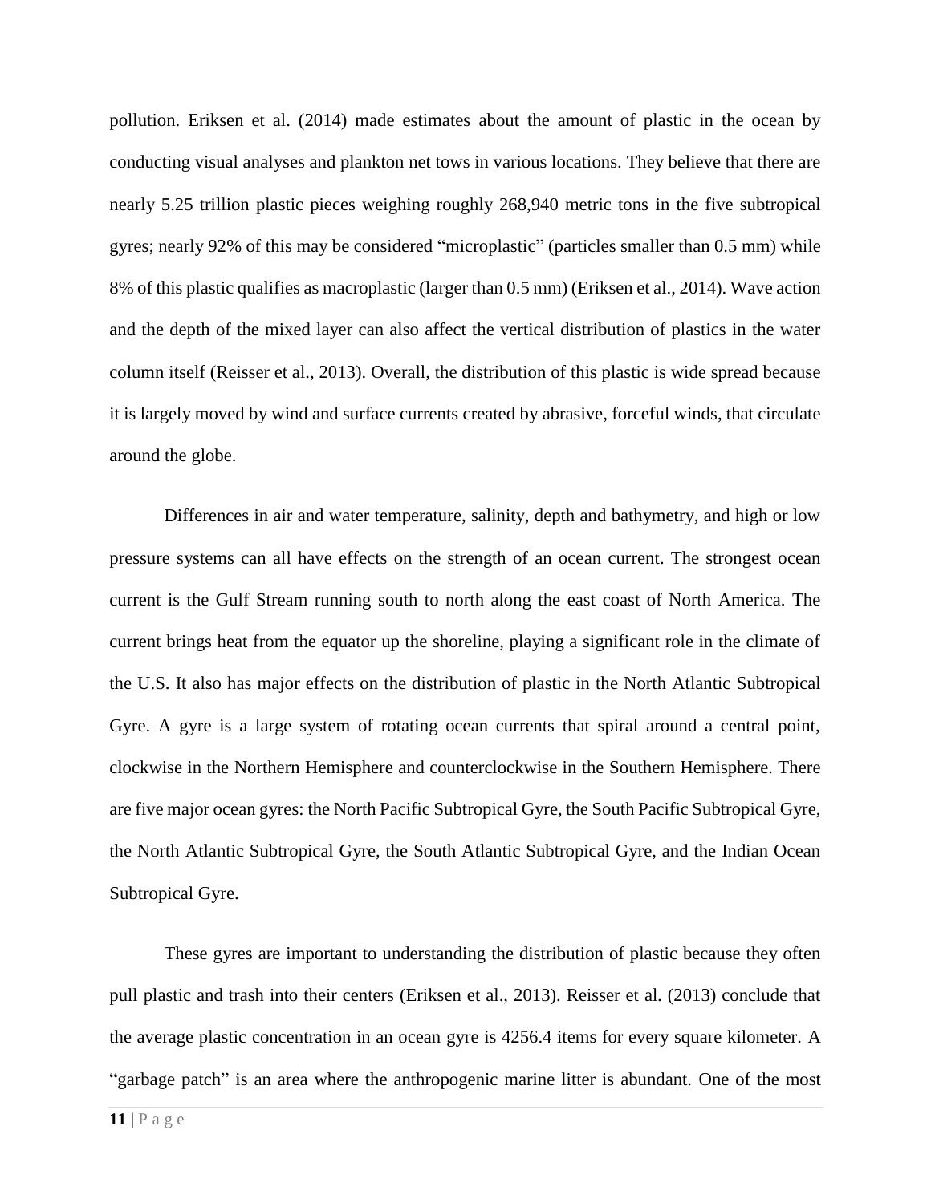pollution. Eriksen et al. (2014) made estimates about the amount of plastic in the ocean by conducting visual analyses and plankton net tows in various locations. They believe that there are nearly 5.25 trillion plastic pieces weighing roughly 268,940 metric tons in the five subtropical gyres; nearly 92% of this may be considered "microplastic" (particles smaller than 0.5 mm) while 8% of this plastic qualifies as macroplastic (larger than 0.5 mm) (Eriksen et al., 2014). Wave action and the depth of the mixed layer can also affect the vertical distribution of plastics in the water column itself (Reisser et al., 2013). Overall, the distribution of this plastic is wide spread because it is largely moved by wind and surface currents created by abrasive, forceful winds, that circulate around the globe.

Differences in air and water temperature, salinity, depth and bathymetry, and high or low pressure systems can all have effects on the strength of an ocean current. The strongest ocean current is the Gulf Stream running south to north along the east coast of North America. The current brings heat from the equator up the shoreline, playing a significant role in the climate of the U.S. It also has major effects on the distribution of plastic in the North Atlantic Subtropical Gyre. A gyre is a large system of rotating ocean currents that spiral around a central point, clockwise in the Northern Hemisphere and counterclockwise in the Southern Hemisphere. There are five major ocean gyres: the North Pacific Subtropical Gyre, the South Pacific Subtropical Gyre, the North Atlantic Subtropical Gyre, the South Atlantic Subtropical Gyre, and the Indian Ocean Subtropical Gyre.

These gyres are important to understanding the distribution of plastic because they often pull plastic and trash into their centers (Eriksen et al., 2013). Reisser et al. (2013) conclude that the average plastic concentration in an ocean gyre is 4256.4 items for every square kilometer. A "garbage patch" is an area where the anthropogenic marine litter is abundant. One of the most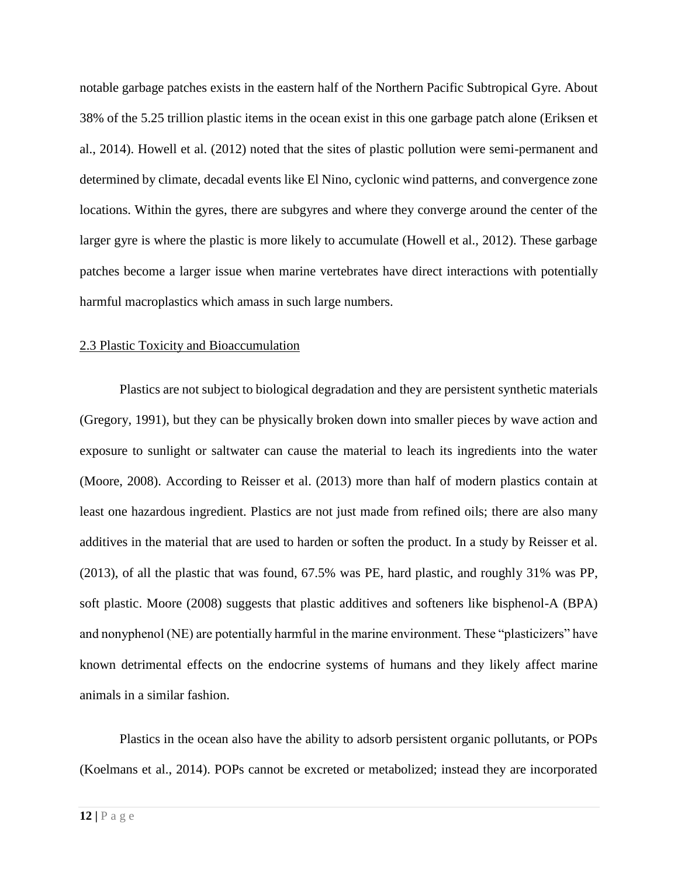notable garbage patches exists in the eastern half of the Northern Pacific Subtropical Gyre. About 38% of the 5.25 trillion plastic items in the ocean exist in this one garbage patch alone (Eriksen et al., 2014). Howell et al. (2012) noted that the sites of plastic pollution were semi-permanent and determined by climate, decadal events like El Nino, cyclonic wind patterns, and convergence zone locations. Within the gyres, there are subgyres and where they converge around the center of the larger gyre is where the plastic is more likely to accumulate (Howell et al., 2012). These garbage patches become a larger issue when marine vertebrates have direct interactions with potentially harmful macroplastics which amass in such large numbers.

### 2.3 Plastic Toxicity and Bioaccumulation

Plastics are not subject to biological degradation and they are persistent synthetic materials (Gregory, 1991), but they can be physically broken down into smaller pieces by wave action and exposure to sunlight or saltwater can cause the material to leach its ingredients into the water (Moore, 2008). According to Reisser et al. (2013) more than half of modern plastics contain at least one hazardous ingredient. Plastics are not just made from refined oils; there are also many additives in the material that are used to harden or soften the product. In a study by Reisser et al. (2013), of all the plastic that was found, 67.5% was PE, hard plastic, and roughly 31% was PP, soft plastic. Moore (2008) suggests that plastic additives and softeners like bisphenol-A (BPA) and nonyphenol (NE) are potentially harmful in the marine environment. These "plasticizers" have known detrimental effects on the endocrine systems of humans and they likely affect marine animals in a similar fashion.

Plastics in the ocean also have the ability to adsorb persistent organic pollutants, or POPs (Koelmans et al., 2014). POPs cannot be excreted or metabolized; instead they are incorporated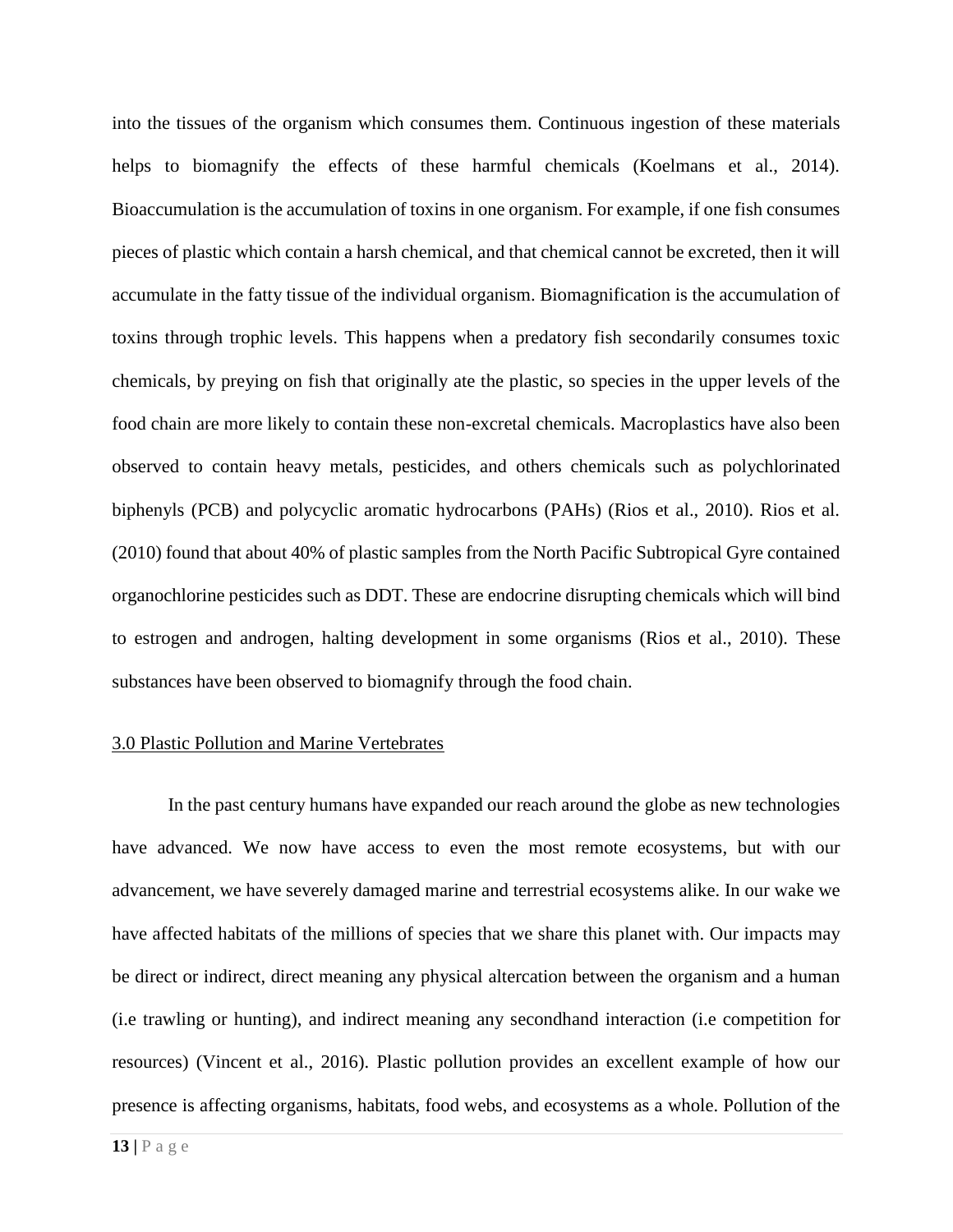into the tissues of the organism which consumes them. Continuous ingestion of these materials helps to biomagnify the effects of these harmful chemicals (Koelmans et al., 2014). Bioaccumulation is the accumulation of toxins in one organism. For example, if one fish consumes pieces of plastic which contain a harsh chemical, and that chemical cannot be excreted, then it will accumulate in the fatty tissue of the individual organism. Biomagnification is the accumulation of toxins through trophic levels. This happens when a predatory fish secondarily consumes toxic chemicals, by preying on fish that originally ate the plastic, so species in the upper levels of the food chain are more likely to contain these non-excretal chemicals. Macroplastics have also been observed to contain heavy metals, pesticides, and others chemicals such as polychlorinated biphenyls (PCB) and polycyclic aromatic hydrocarbons (PAHs) (Rios et al., 2010). Rios et al. (2010) found that about 40% of plastic samples from the North Pacific Subtropical Gyre contained organochlorine pesticides such as DDT. These are endocrine disrupting chemicals which will bind to estrogen and androgen, halting development in some organisms (Rios et al., 2010). These substances have been observed to biomagnify through the food chain.

## 3.0 Plastic Pollution and Marine Vertebrates

In the past century humans have expanded our reach around the globe as new technologies have advanced. We now have access to even the most remote ecosystems, but with our advancement, we have severely damaged marine and terrestrial ecosystems alike. In our wake we have affected habitats of the millions of species that we share this planet with. Our impacts may be direct or indirect, direct meaning any physical altercation between the organism and a human (i.e trawling or hunting), and indirect meaning any secondhand interaction (i.e competition for resources) (Vincent et al., 2016). Plastic pollution provides an excellent example of how our presence is affecting organisms, habitats, food webs, and ecosystems as a whole. Pollution of the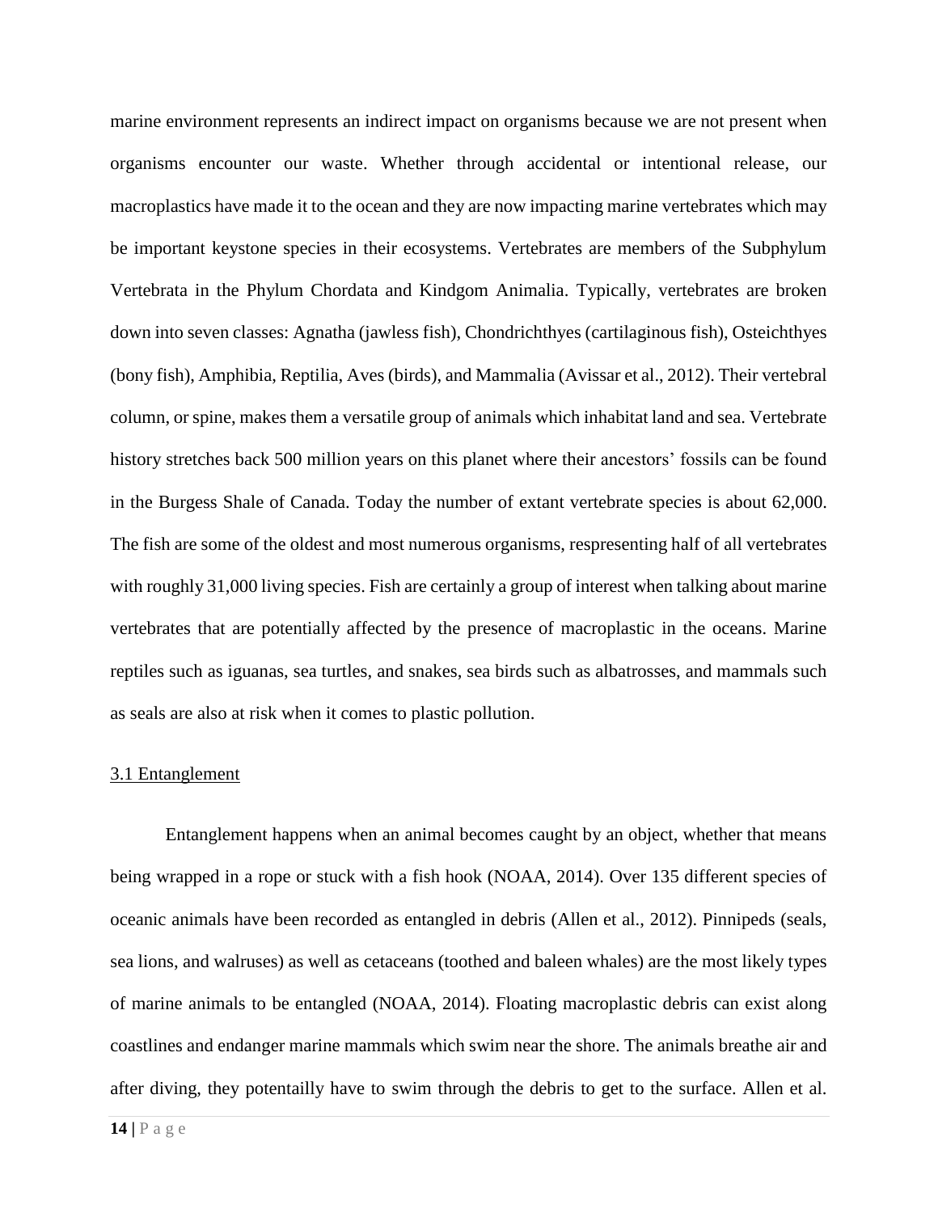marine environment represents an indirect impact on organisms because we are not present when organisms encounter our waste. Whether through accidental or intentional release, our macroplastics have made it to the ocean and they are now impacting marine vertebrates which may be important keystone species in their ecosystems. Vertebrates are members of the Subphylum Vertebrata in the Phylum Chordata and Kindgom Animalia. Typically, vertebrates are broken down into seven classes: Agnatha (jawless fish), Chondrichthyes (cartilaginous fish), Osteichthyes (bony fish), Amphibia, Reptilia, Aves (birds), and Mammalia (Avissar et al., 2012). Their vertebral column, or spine, makes them a versatile group of animals which inhabitat land and sea. Vertebrate history stretches back 500 million years on this planet where their ancestors' fossils can be found in the Burgess Shale of Canada. Today the number of extant vertebrate species is about 62,000. The fish are some of the oldest and most numerous organisms, respresenting half of all vertebrates with roughly 31,000 living species. Fish are certainly a group of interest when talking about marine vertebrates that are potentially affected by the presence of macroplastic in the oceans. Marine reptiles such as iguanas, sea turtles, and snakes, sea birds such as albatrosses, and mammals such as seals are also at risk when it comes to plastic pollution.

## 3.1 Entanglement

Entanglement happens when an animal becomes caught by an object, whether that means being wrapped in a rope or stuck with a fish hook (NOAA, 2014). Over 135 different species of oceanic animals have been recorded as entangled in debris (Allen et al., 2012). Pinnipeds (seals, sea lions, and walruses) as well as cetaceans (toothed and baleen whales) are the most likely types of marine animals to be entangled (NOAA, 2014). Floating macroplastic debris can exist along coastlines and endanger marine mammals which swim near the shore. The animals breathe air and after diving, they potentailly have to swim through the debris to get to the surface. Allen et al.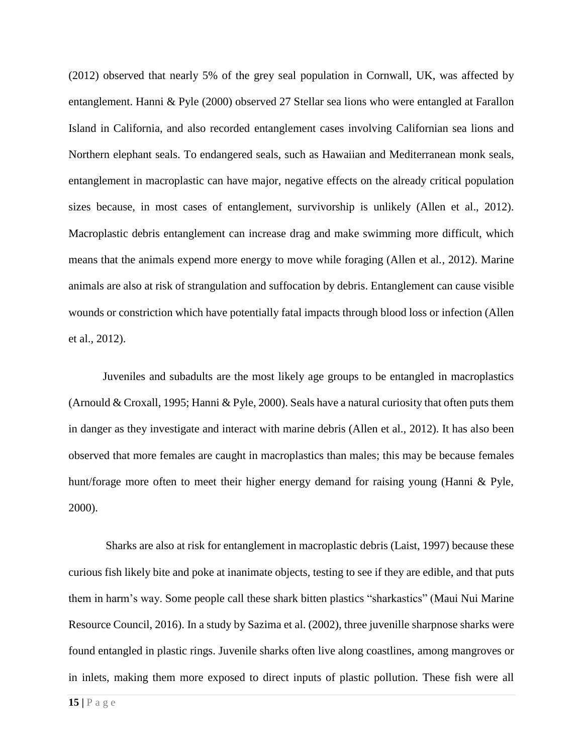(2012) observed that nearly 5% of the grey seal population in Cornwall, UK, was affected by entanglement. Hanni & Pyle (2000) observed 27 Stellar sea lions who were entangled at Farallon Island in California, and also recorded entanglement cases involving Californian sea lions and Northern elephant seals. To endangered seals, such as Hawaiian and Mediterranean monk seals, entanglement in macroplastic can have major, negative effects on the already critical population sizes because, in most cases of entanglement, survivorship is unlikely (Allen et al., 2012). Macroplastic debris entanglement can increase drag and make swimming more difficult, which means that the animals expend more energy to move while foraging (Allen et al., 2012). Marine animals are also at risk of strangulation and suffocation by debris. Entanglement can cause visible wounds or constriction which have potentially fatal impacts through blood loss or infection (Allen et al., 2012).

Juveniles and subadults are the most likely age groups to be entangled in macroplastics (Arnould & Croxall, 1995; Hanni & Pyle, 2000). Seals have a natural curiosity that often puts them in danger as they investigate and interact with marine debris (Allen et al., 2012). It has also been observed that more females are caught in macroplastics than males; this may be because females hunt/forage more often to meet their higher energy demand for raising young (Hanni & Pyle, 2000).

Sharks are also at risk for entanglement in macroplastic debris (Laist, 1997) because these curious fish likely bite and poke at inanimate objects, testing to see if they are edible, and that puts them in harm's way. Some people call these shark bitten plastics "sharkastics" (Maui Nui Marine Resource Council, 2016). In a study by Sazima et al. (2002), three juvenille sharpnose sharks were found entangled in plastic rings. Juvenile sharks often live along coastlines, among mangroves or in inlets, making them more exposed to direct inputs of plastic pollution. These fish were all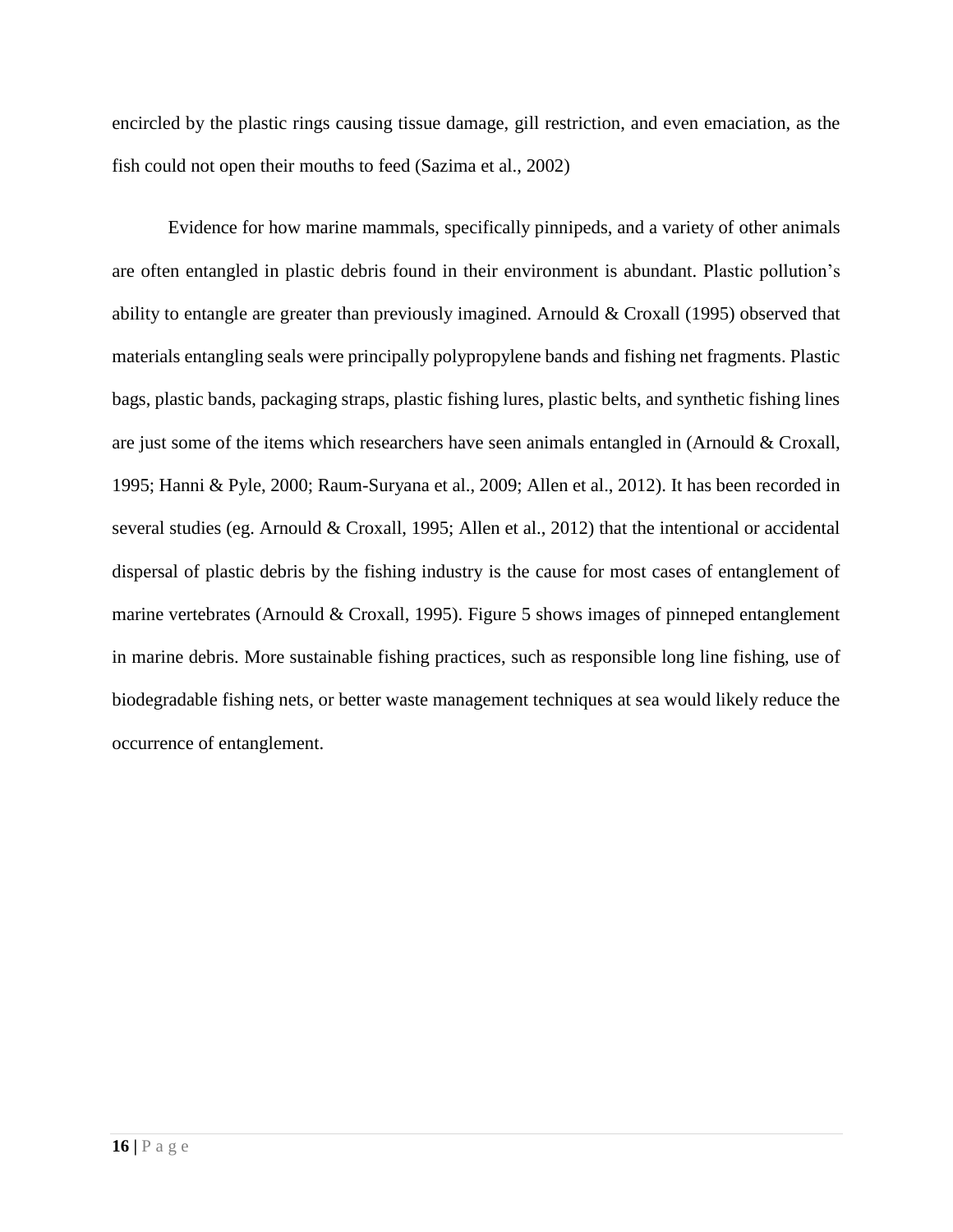encircled by the plastic rings causing tissue damage, gill restriction, and even emaciation, as the fish could not open their mouths to feed (Sazima et al., 2002)

Evidence for how marine mammals, specifically pinnipeds, and a variety of other animals are often entangled in plastic debris found in their environment is abundant. Plastic pollution's ability to entangle are greater than previously imagined. Arnould & Croxall (1995) observed that materials entangling seals were principally polypropylene bands and fishing net fragments. Plastic bags, plastic bands, packaging straps, plastic fishing lures, plastic belts, and synthetic fishing lines are just some of the items which researchers have seen animals entangled in (Arnould & Croxall, 1995; Hanni & Pyle, 2000; Raum-Suryana et al., 2009; Allen et al., 2012). It has been recorded in several studies (eg. Arnould & Croxall, 1995; Allen et al., 2012) that the intentional or accidental dispersal of plastic debris by the fishing industry is the cause for most cases of entanglement of marine vertebrates (Arnould & Croxall, 1995). Figure 5 shows images of pinneped entanglement in marine debris. More sustainable fishing practices, such as responsible long line fishing, use of biodegradable fishing nets, or better waste management techniques at sea would likely reduce the occurrence of entanglement.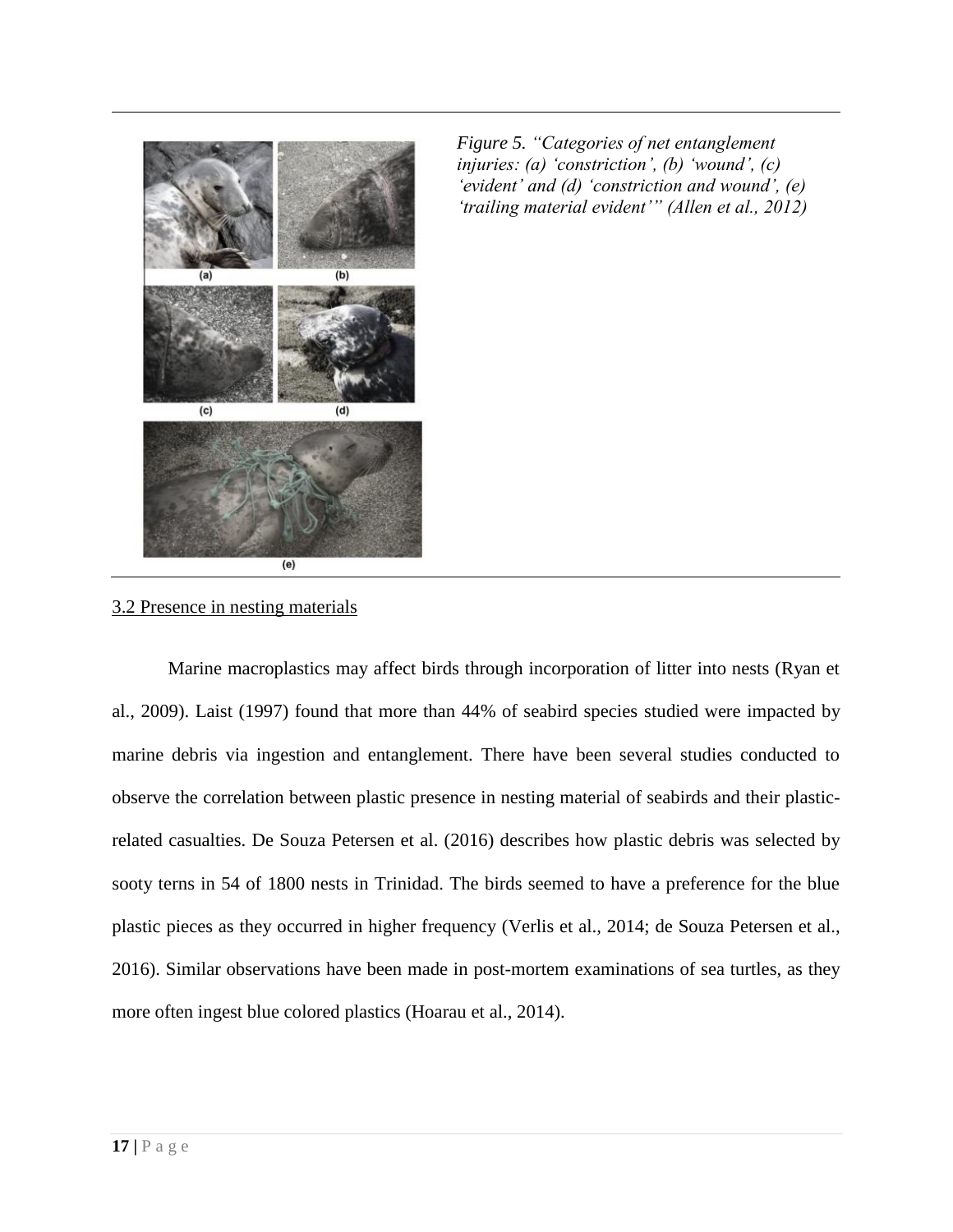*Figure 5. "Categories of net entanglement injuries: (a) 'constriction', (b) 'wound', (c) 'evident' and (d) 'constriction and wound', (e) 'trailing material evident'" (Allen et al., 2012)*

3.2 Presence in nesting materials

Marine macroplastics may affect birds through incorporation of litter into nests (Ryan et al., 2009). Laist (1997) found that more than 44% of seabird species studied were impacted by marine debris via ingestion and entanglement. There have been several studies conducted to observe the correlation between plastic presence in nesting material of seabirds and their plastic-related casualties. De Souza Petersen et al. (2016) describes how plastic debris was selected by sooty terns in 54 of 1800 nests in Trinidad. The birds seemed to have a preference for the blue plastic pieces as they occurred in higher frequency (Verlis et al., 2014; de Souza Petersen et al., 2016). Similar observations have been made in post-mortem examinations of sea turtles, as they more often ingest blue colored plastics (Hoarau et al., 2014).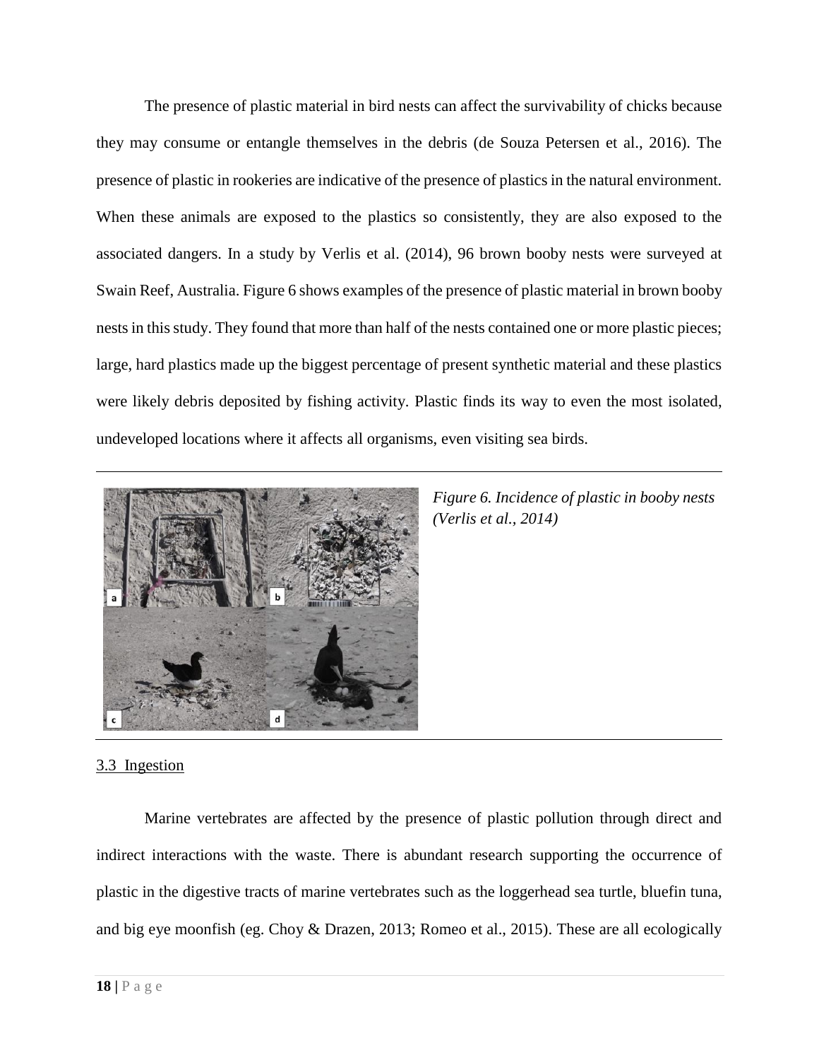The presence of plastic material in bird nests can affect the survivability of chicks because they may consume or entangle themselves in the debris (de Souza Petersen et al., 2016). The presence of plastic in rookeries are indicative of the presence of plastics in the natural environment. When these animals are exposed to the plastics so consistently, they are also exposed to the associated dangers. In a study by Verlis et al. (2014), 96 brown booby nests were surveyed at Swain Reef, Australia. Figure 6 shows examples of the presence of plastic material in brown booby nests in this study. They found that more than half of the nests contained one or more plastic pieces; large, hard plastics made up the biggest percentage of present synthetic material and these plastics were likely debris deposited by fishing activity. Plastic finds its way to even the most isolated, undeveloped locations where it affects all organisms, even visiting sea birds.

*Figure 6. Incidence of plastic in booby nests (Verlis et al., 2014)*

## 3.3 Ingestion

Marine vertebrates are affected by the presence of plastic pollution through direct and indirect interactions with the waste. There is abundant research supporting the occurrence of plastic in the digestive tracts of marine vertebrates such as the loggerhead sea turtle, bluefin tuna, and big eye moonfish (eg. Choy & Drazen, 2013; Romeo et al., 2015). These are all ecologically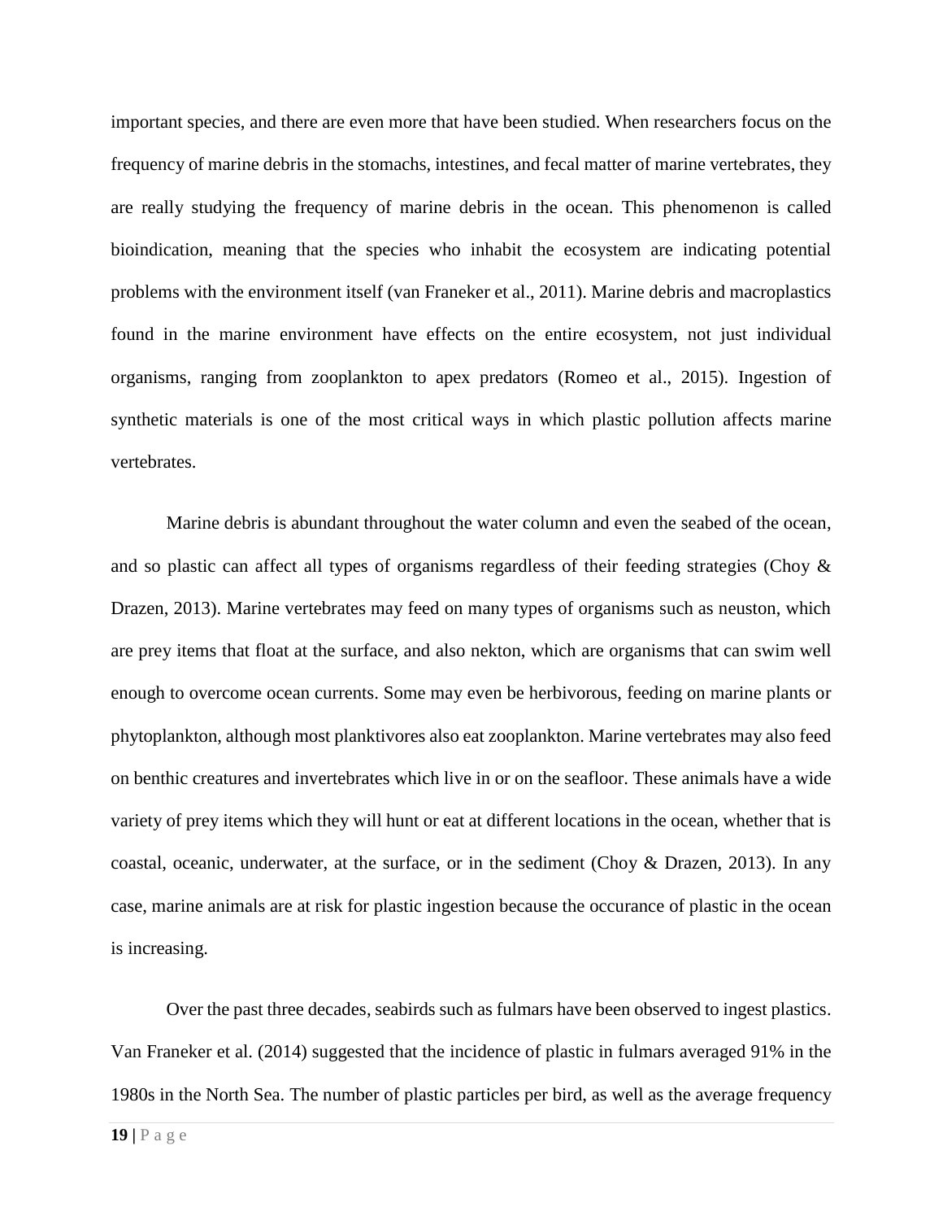important species, and there are even more that have been studied. When researchers focus on the frequency of marine debris in the stomachs, intestines, and fecal matter of marine vertebrates, they are really studying the frequency of marine debris in the ocean. This phenomenon is called bioindication, meaning that the species who inhabit the ecosystem are indicating potential problems with the environment itself (van Franeker et al., 2011). Marine debris and macroplastics found in the marine environment have effects on the entire ecosystem, not just individual organisms, ranging from zooplankton to apex predators (Romeo et al., 2015). Ingestion of synthetic materials is one of the most critical ways in which plastic pollution affects marine vertebrates.

Marine debris is abundant throughout the water column and even the seabed of the ocean, and so plastic can affect all types of organisms regardless of their feeding strategies (Choy & Drazen, 2013). Marine vertebrates may feed on many types of organisms such as neuston, which are prey items that float at the surface, and also nekton, which are organisms that can swim well enough to overcome ocean currents. Some may even be herbivorous, feeding on marine plants or phytoplankton, although most planktivores also eat zooplankton. Marine vertebrates may also feed on benthic creatures and invertebrates which live in or on the seafloor. These animals have a wide variety of prey items which they will hunt or eat at different locations in the ocean, whether that is coastal, oceanic, underwater, at the surface, or in the sediment (Choy & Drazen, 2013). In any case, marine animals are at risk for plastic ingestion because the occurance of plastic in the ocean is increasing.

Over the past three decades, seabirds such as fulmars have been observed to ingest plastics. Van Franeker et al. (2014) suggested that the incidence of plastic in fulmars averaged 91% in the 1980s in the North Sea. The number of plastic particles per bird, as well as the average frequency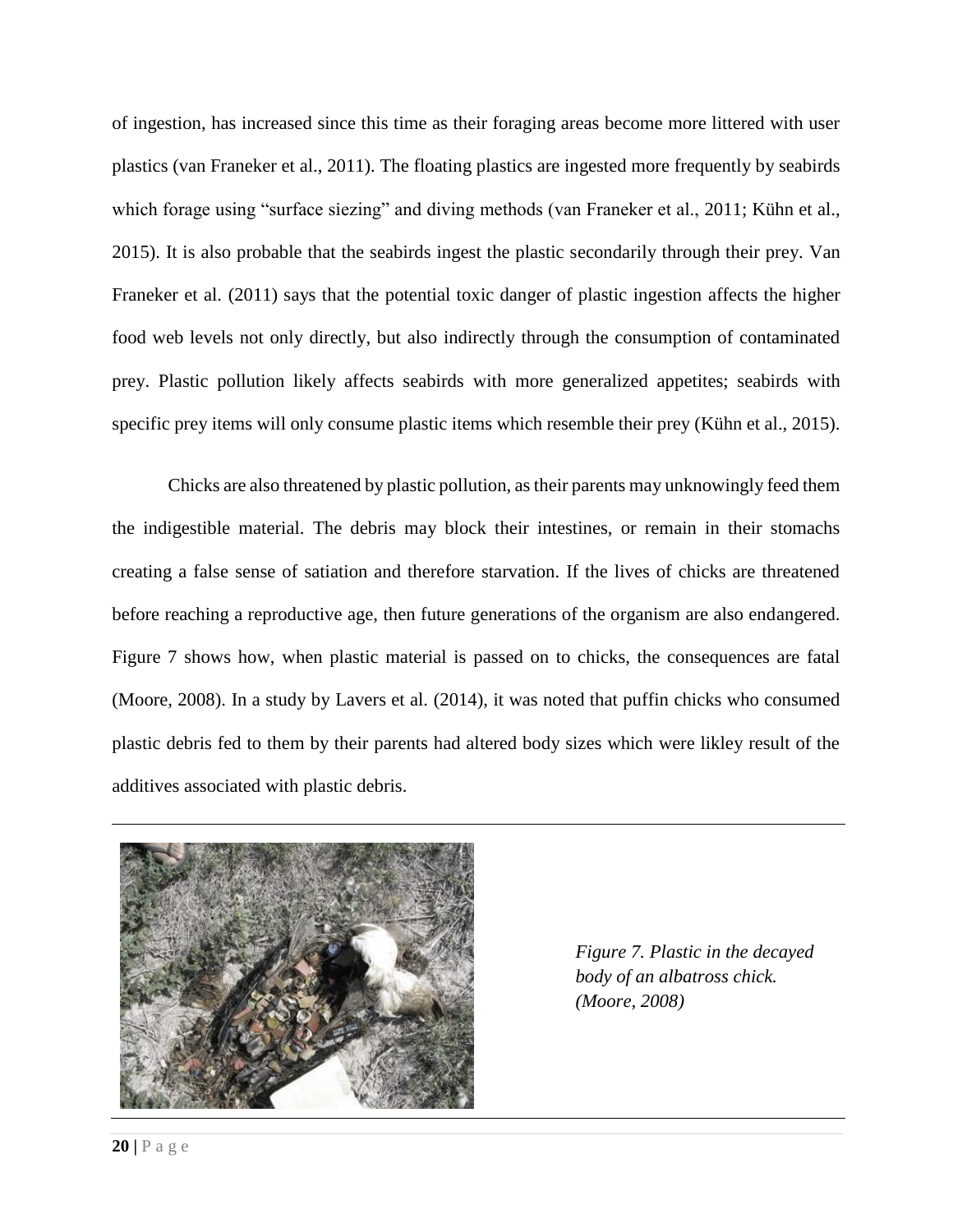of ingestion, has increased since this time as their foraging areas become more littered with user plastics (van Franeker et al., 2011). The floating plastics are ingested more frequently by seabirds which forage using “surface siezing” and diving methods (van Franeker et al., 2011; Kühn et al., 2015). It is also probable that the seabirds ingest the plastic secondarily through their prey. Van Franeker et al. (2011) says that the potential toxic danger of plastic ingestion affects the higher food web levels not only directly, but also indirectly through the consumption of contaminated prey. Plastic pollution likely affects seabirds with more generalized appetites; seabirds with specific prey items will only consume plastic items which resemble their prey (Kühn et al., 2015).

Chicks are also threatened by plastic pollution, as their parents may unknowingly feed them the indigestible material. The debris may block their intestines, or remain in their stomachs creating a false sense of satiation and therefore starvation. If the lives of chicks are threatened before reaching a reproductive age, then future generations of the organism are also endangered. Figure 7 shows how, when plastic material is passed on to chicks, the consequences are fatal (Moore, 2008). In a study by Lavers et al. (2014), it was noted that puffin chicks who consumed plastic debris fed to them by their parents had altered body sizes which were likley result of the additives associated with plastic debris.

*Figure 7. Plastic in the decayed body of an albatross chick. (Moore, 2008)*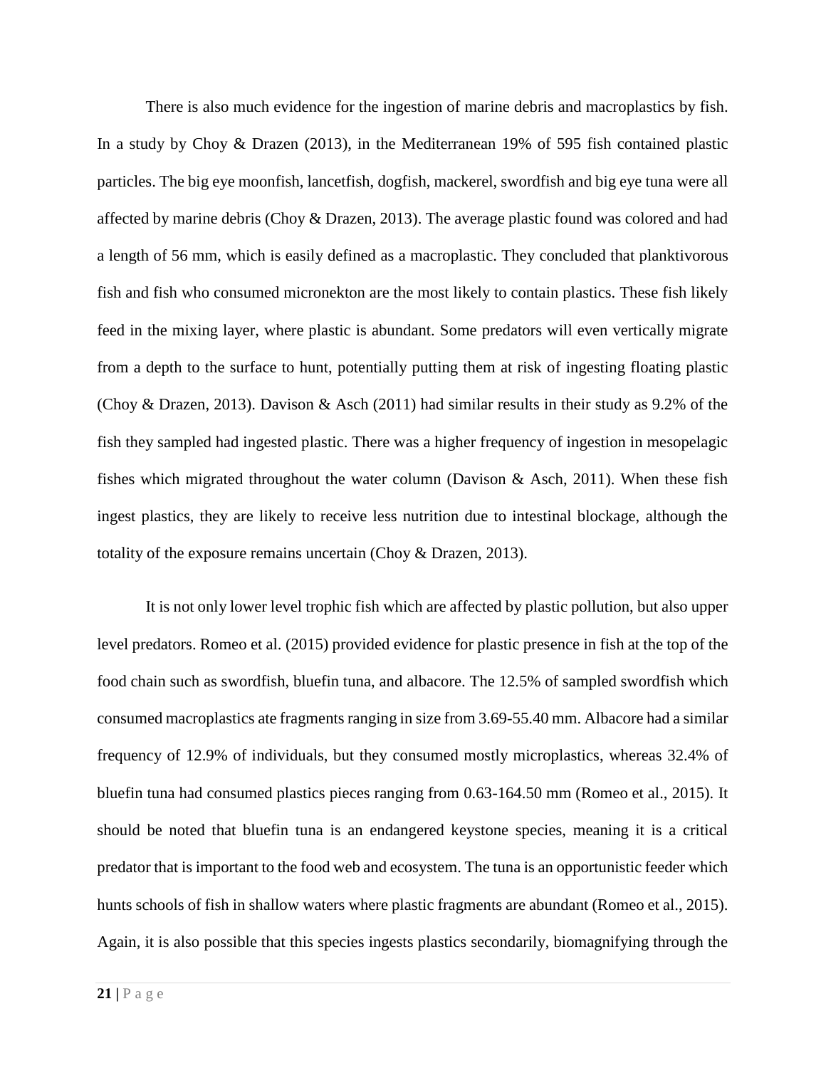There is also much evidence for the ingestion of marine debris and macroplastics by fish. In a study by Choy & Drazen (2013), in the Mediterranean 19% of 595 fish contained plastic particles. The big eye moonfish, lancetfish, dogfish, mackerel, swordfish and big eye tuna were all affected by marine debris (Choy & Drazen, 2013). The average plastic found was colored and had a length of 56 mm, which is easily defined as a macroplastic. They concluded that planktivorous fish and fish who consumed micronekton are the most likely to contain plastics. These fish likely feed in the mixing layer, where plastic is abundant. Some predators will even vertically migrate from a depth to the surface to hunt, potentially putting them at risk of ingesting floating plastic (Choy & Drazen, 2013). Davison & Asch (2011) had similar results in their study as 9.2% of the fish they sampled had ingested plastic. There was a higher frequency of ingestion in mesopelagic fishes which migrated throughout the water column (Davison & Asch, 2011). When these fish ingest plastics, they are likely to receive less nutrition due to intestinal blockage, although the totality of the exposure remains uncertain (Choy & Drazen, 2013).

It is not only lower level trophic fish which are affected by plastic pollution, but also upper level predators. Romeo et al. (2015) provided evidence for plastic presence in fish at the top of the food chain such as swordfish, bluefin tuna, and albacore. The 12.5% of sampled swordfish which consumed macroplastics ate fragments ranging in size from 3.69-55.40 mm. Albacore had a similar frequency of 12.9% of individuals, but they consumed mostly microplastics, whereas 32.4% of bluefin tuna had consumed plastics pieces ranging from 0.63-164.50 mm (Romeo et al., 2015). It should be noted that bluefin tuna is an endangered keystone species, meaning it is a critical predator that is important to the food web and ecosystem. The tuna is an opportunistic feeder which hunts schools of fish in shallow waters where plastic fragments are abundant (Romeo et al., 2015). Again, it is also possible that this species ingests plastics secondarily, biomagnifying through the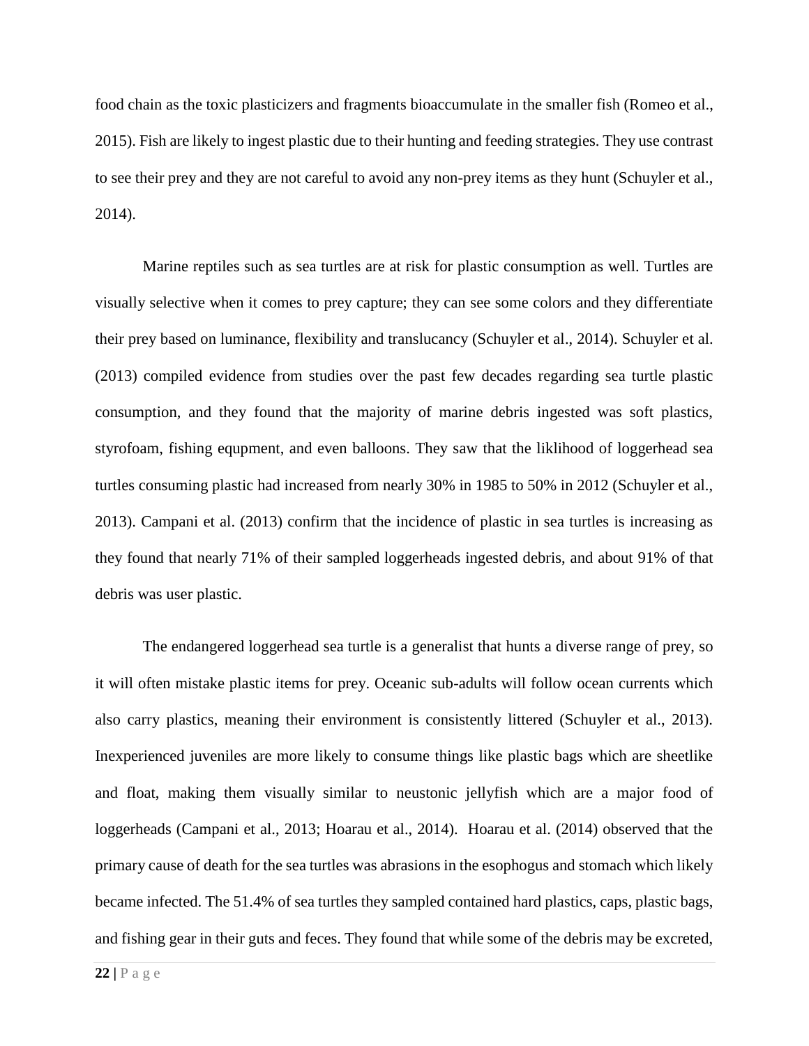food chain as the toxic plasticizers and fragments bioaccumulate in the smaller fish (Romeo et al., 2015). Fish are likely to ingest plastic due to their hunting and feeding strategies. They use contrast to see their prey and they are not careful to avoid any non-prey items as they hunt (Schuyler et al., 2014).

Marine reptiles such as sea turtles are at risk for plastic consumption as well. Turtles are visually selective when it comes to prey capture; they can see some colors and they differentiate their prey based on luminance, flexibility and translucancy (Schuyler et al., 2014). Schuyler et al. (2013) compiled evidence from studies over the past few decades regarding sea turtle plastic consumption, and they found that the majority of marine debris ingested was soft plastics, styrofoam, fishing equpment, and even balloons. They saw that the liklihood of loggerhead sea turtles consuming plastic had increased from nearly 30% in 1985 to 50% in 2012 (Schuyler et al., 2013). Campani et al. (2013) confirm that the incidence of plastic in sea turtles is increasing as they found that nearly 71% of their sampled loggerheads ingested debris, and about 91% of that debris was user plastic.

The endangered loggerhead sea turtle is a generalist that hunts a diverse range of prey, so it will often mistake plastic items for prey. Oceanic sub-adults will follow ocean currents which also carry plastics, meaning their environment is consistently littered (Schuyler et al., 2013). Inexperienced juveniles are more likely to consume things like plastic bags which are sheetlike and float, making them visually similar to neustonic jellyfish which are a major food of loggerheads (Campani et al., 2013; Hoarau et al., 2014). Hoarau et al. (2014) observed that the primary cause of death for the sea turtles was abrasions in the esophogus and stomach which likely became infected. The 51.4% of sea turtles they sampled contained hard plastics, caps, plastic bags, and fishing gear in their guts and feces. They found that while some of the debris may be excreted,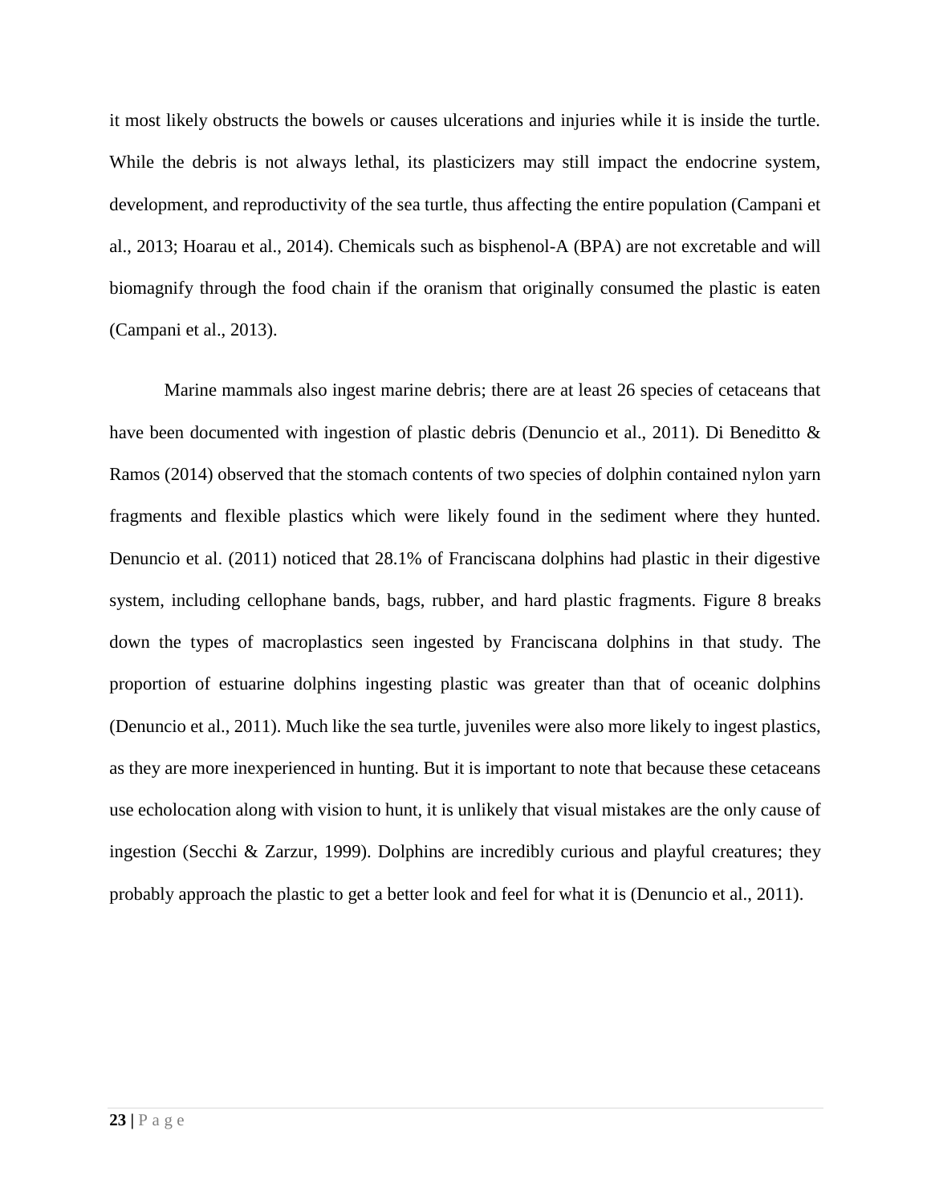it most likely obstructs the bowels or causes ulcerations and injuries while it is inside the turtle. While the debris is not always lethal, its plasticizers may still impact the endocrine system, development, and reproductivity of the sea turtle, thus affecting the entire population (Campani et al., 2013; Hoarau et al., 2014). Chemicals such as bisphenol-A (BPA) are not excretable and will biomagnify through the food chain if the oranism that originally consumed the plastic is eaten (Campani et al., 2013).

Marine mammals also ingest marine debris; there are at least 26 species of cetaceans that have been documented with ingestion of plastic debris (Denuncio et al., 2011). Di Beneditto & Ramos (2014) observed that the stomach contents of two species of dolphin contained nylon yarn fragments and flexible plastics which were likely found in the sediment where they hunted. Denuncio et al. (2011) noticed that 28.1% of Franciscana dolphins had plastic in their digestive system, including cellophane bands, bags, rubber, and hard plastic fragments. Figure 8 breaks down the types of macroplastics seen ingested by Franciscana dolphins in that study. The proportion of estuarine dolphins ingesting plastic was greater than that of oceanic dolphins (Denuncio et al., 2011). Much like the sea turtle, juveniles were also more likely to ingest plastics, as they are more inexperienced in hunting. But it is important to note that because these cetaceans use echolocation along with vision to hunt, it is unlikely that visual mistakes are the only cause of ingestion (Secchi & Zarzur, 1999). Dolphins are incredibly curious and playful creatures; they probably approach the plastic to get a better look and feel for what it is (Denuncio et al., 2011).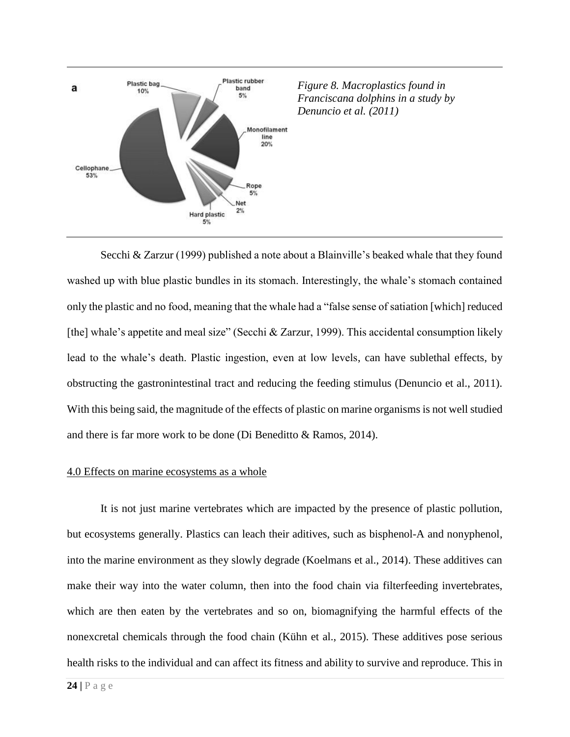*Figure 8. Macroplastics found in Franciscana dolphins in a study by Denuncio et al. (2011)*

Secchi & Zarzur (1999) published a note about a Blainville's beaked whale that they found washed up with blue plastic bundles in its stomach. Interestingly, the whale's stomach contained only the plastic and no food, meaning that the whale had a "false sense of satiation [which] reduced [the] whale's appetite and meal size" (Secchi & Zarzur, 1999). This accidental consumption likely lead to the whale's death. Plastic ingestion, even at low levels, can have sublethal effects, by obstructing the gastronintestinal tract and reducing the feeding stimulus (Denuncio et al., 2011). With this being said, the magnitude of the effects of plastic on marine organisms is not well studied and there is far more work to be done (Di Beneditto & Ramos, 2014).

## 4.0 Effects on marine ecosystems as a whole

It is not just marine vertebrates which are impacted by the presence of plastic pollution, but ecosystems generally. Plastics can leach their aditives, such as bisphenol-A and nonyphenol, into the marine environment as they slowly degrade (Koelmans et al., 2014). These additives can make their way into the water column, then into the food chain via filterfeeding invertebrates, which are then eaten by the vertebrates and so on, biomagnifying the harmful effects of the nonexcretal chemicals through the food chain (Kühn et al., 2015). These additives pose serious health risks to the individual and can affect its fitness and ability to survive and reproduce. This in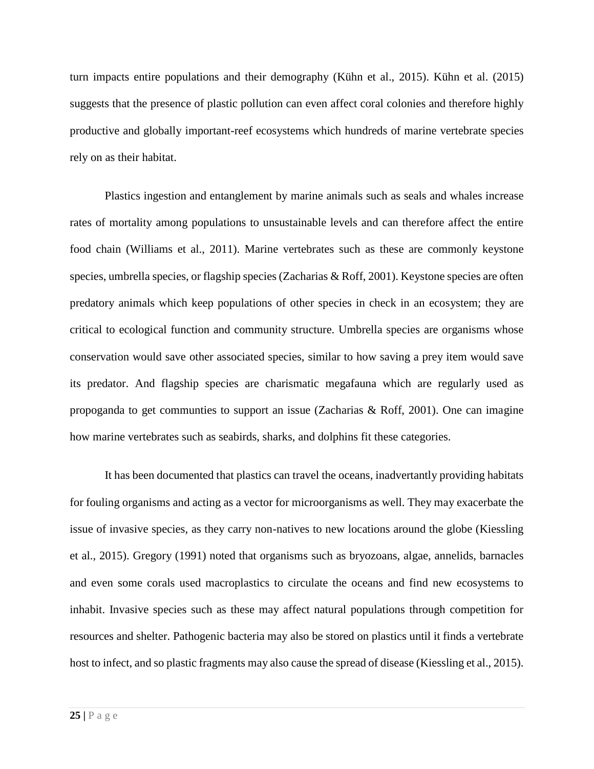turn impacts entire populations and their demography (Kühn et al., 2015). Kühn et al. (2015) suggests that the presence of plastic pollution can even affect coral colonies and therefore highly productive and globally important-reef ecosystems which hundreds of marine vertebrate species rely on as their habitat.

Plastics ingestion and entanglement by marine animals such as seals and whales increase rates of mortality among populations to unsustainable levels and can therefore affect the entire food chain (Williams et al., 2011). Marine vertebrates such as these are commonly keystone species, umbrella species, or flagship species (Zacharias & Roff, 2001). Keystone species are often predatory animals which keep populations of other species in check in an ecosystem; they are critical to ecological function and community structure. Umbrella species are organisms whose conservation would save other associated species, similar to how saving a prey item would save its predator. And flagship species are charismatic megafauna which are regularly used as propoganda to get communties to support an issue (Zacharias & Roff, 2001). One can imagine how marine vertebrates such as seabirds, sharks, and dolphins fit these categories.

It has been documented that plastics can travel the oceans, inadvertantly providing habitats for fouling organisms and acting as a vector for microorganisms as well. They may exacerbate the issue of invasive species, as they carry non-natives to new locations around the globe (Kiessling et al., 2015). Gregory (1991) noted that organisms such as bryozoans, algae, annelids, barnacles and even some corals used macroplastics to circulate the oceans and find new ecosystems to inhabit. Invasive species such as these may affect natural populations through competition for resources and shelter. Pathogenic bacteria may also be stored on plastics until it finds a vertebrate host to infect, and so plastic fragments may also cause the spread of disease (Kiessling et al., 2015).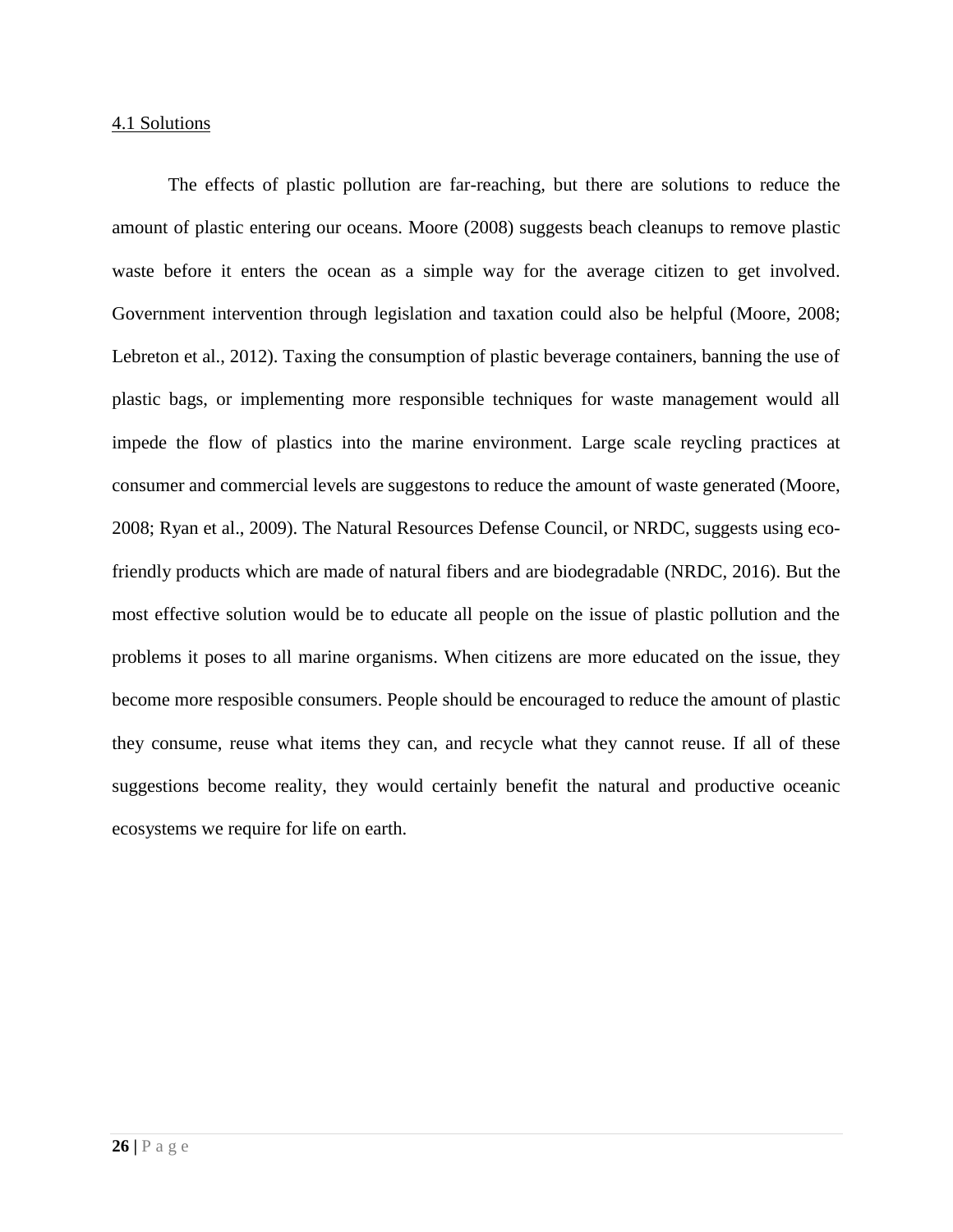## 4.1 Solutions

The effects of plastic pollution are far-reaching, but there are solutions to reduce the amount of plastic entering our oceans. Moore (2008) suggests beach cleanups to remove plastic waste before it enters the ocean as a simple way for the average citizen to get involved. Government intervention through legislation and taxation could also be helpful (Moore, 2008; Lebreton et al., 2012). Taxing the consumption of plastic beverage containers, banning the use of plastic bags, or implementing more responsible techniques for waste management would all impede the flow of plastics into the marine environment. Large scale reycling practices at consumer and commercial levels are suggestons to reduce the amount of waste generated (Moore, 2008; Ryan et al., 2009). The Natural Resources Defense Council, or NRDC, suggests using eco-friendly products which are made of natural fibers and are biodegradable (NRDC, 2016). But the most effective solution would be to educate all people on the issue of plastic pollution and the problems it poses to all marine organisms. When citizens are more educated on the issue, they become more resposible consumers. People should be encouraged to reduce the amount of plastic they consume, reuse what items they can, and recycle what they cannot reuse. If all of these suggestions become reality, they would certainly benefit the natural and productive oceanic ecosystems we require for life on earth.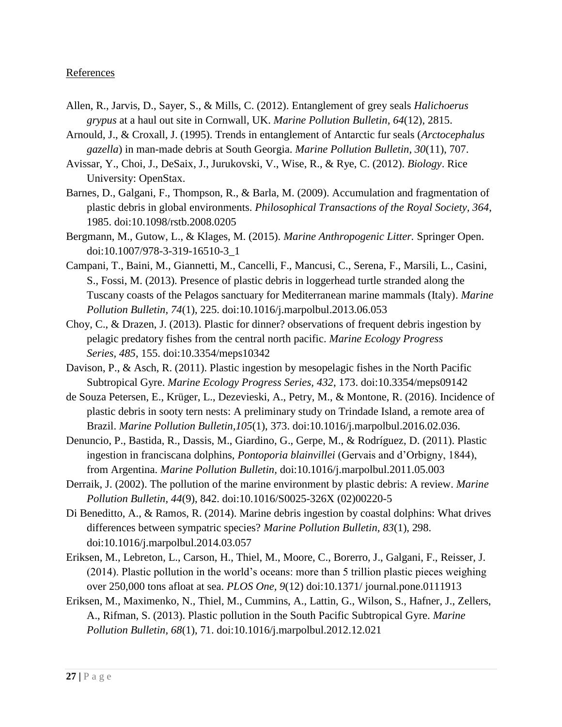References

Allen, R., Jarvis, D., Sayer, S., & Mills, C. (2012). Entanglement of grey seals *Halichoerus grypus* at a haul out site in Cornwall, UK. *Marine Pollution Bulletin, 64*(12), 2815.

Arnould, J., & Croxall, J. (1995). Trends in entanglement of Antarctic fur seals (*Arctocephalus gazella*) in man-made debris at South Georgia. *Marine Pollution Bulletin, 30*(11), 707.

Avissar, Y., Choi, J., DeSaix, J., Jurukovski, V., Wise, R., & Rye, C. (2012). *Biology*. Rice University: OpenStax.

Barnes, D., Galgani, F., Thompson, R., & Barla, M. (2009). Accumulation and fragmentation of plastic debris in global environments. *Philosophical Transactions of the Royal Society, 364*, 1985. doi:10.1098/rstb.2008.0205

Bergmann, M., Gutow, L., & Klages, M. (2015). *Marine Anthropogenic Litter.* Springer Open. doi:10.1007/978-3-319-16510-3_1

Campani, T., Baini, M., Giannetti, M., Cancelli, F., Mancusi, C., Serena, F., Marsili, L., Casini, S., Fossi, M. (2013). Presence of plastic debris in loggerhead turtle stranded along the Tuscany coasts of the Pelagos sanctuary for Mediterranean marine mammals (Italy). *Marine Pollution Bulletin, 74*(1), 225. doi:10.1016/j.marpolbul.2013.06.053

Choy, C., & Drazen, J. (2013). Plastic for dinner? observations of frequent debris ingestion by pelagic predatory fishes from the central north pacific. *Marine Ecology Progress Series, 485*, 155. doi:10.3354/meps10342

Davison, P., & Asch, R. (2011). Plastic ingestion by mesopelagic fishes in the North Pacific Subtropical Gyre. *Marine Ecology Progress Series, 432*, 173. doi:10.3354/meps09142

de Souza Petersen, E., Krüger, L., Dezevieski, A., Petry, M., & Montone, R. (2016). Incidence of plastic debris in sooty tern nests: A preliminary study on Trindade Island, a remote area of Brazil. *Marine Pollution Bulletin,105*(1), 373. doi:10.1016/j.marpolbul.2016.02.036.

Denuncio, P., Bastida, R., Dassis, M., Giardino, G., Gerpe, M., & Rodríguez, D. (2011). Plastic ingestion in franciscana dolphins, *Pontoporia blainvillei* (Gervais and d'Orbigny, 1844), from Argentina. *Marine Pollution Bulletin,* doi:10.1016/j.marpolbul.2011.05.003

Derraik, J. (2002). The pollution of the marine environment by plastic debris: A review. *Marine Pollution Bulletin, 44*(9), 842. doi:10.1016/S0025-326X (02)00220-5

Di Beneditto, A., & Ramos, R. (2014). Marine debris ingestion by coastal dolphins: What drives differences between sympatric species? *Marine Pollution Bulletin, 83*(1), 298. doi:10.1016/j.marpolbul.2014.03.057

Eriksen, M., Lebreton, L., Carson, H., Thiel, M., Moore, C., Borerro, J., Galgani, F., Reisser, J. (2014). Plastic pollution in the world's oceans: more than 5 trillion plastic pieces weighing over 250,000 tons afloat at sea. *PLOS One, 9*(12) doi:10.1371/ journal.pone.0111913

Eriksen, M., Maximenko, N., Thiel, M., Cummins, A., Lattin, G., Wilson, S., Hafner, J., Zellers, A., Rifman, S. (2013). Plastic pollution in the South Pacific Subtropical Gyre. *Marine Pollution Bulletin, 68*(1), 71. doi:10.1016/j.marpolbul.2012.12.021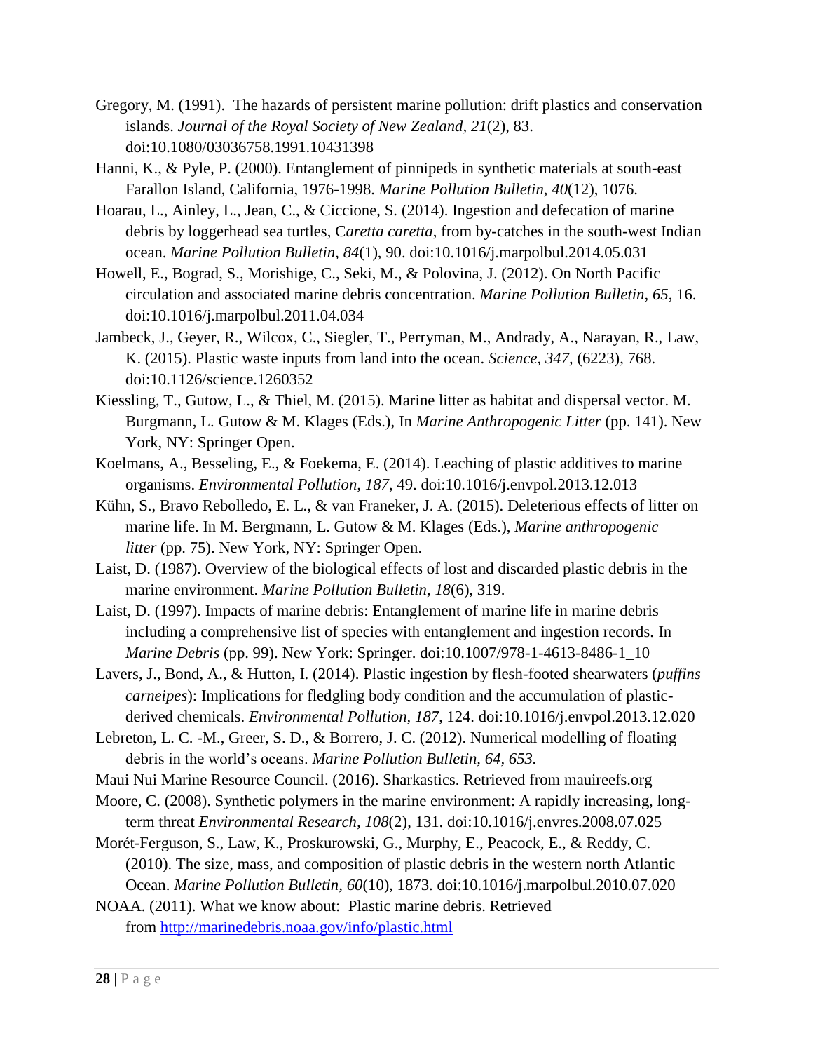Gregory, M. (1991). The hazards of persistent marine pollution: drift plastics and conservation islands. *Journal of the Royal Society of New Zealand, 21*(2), 83. doi:10.1080/03036758.1991.10431398

Hanni, K., & Pyle, P. (2000). Entanglement of pinnipeds in synthetic materials at south-east Farallon Island, California, 1976-1998. *Marine Pollution Bulletin, 40*(12), 1076.

Hoarau, L., Ainley, L., Jean, C., & Ciccione, S. (2014). Ingestion and defecation of marine debris by loggerhead sea turtles, C*aretta caretta*, from by-catches in the south-west Indian ocean. *Marine Pollution Bulletin, 84*(1), 90. doi:10.1016/j.marpolbul.2014.05.031

Howell, E., Bograd, S., Morishige, C., Seki, M., & Polovina, J. (2012). On North Pacific circulation and associated marine debris concentration. *Marine Pollution Bulletin, 65*, 16. doi:10.1016/j.marpolbul.2011.04.034

Jambeck, J., Geyer, R., Wilcox, C., Siegler, T., Perryman, M., Andrady, A., Narayan, R., Law, K. (2015). Plastic waste inputs from land into the ocean. *Science, 347*, (6223), 768. doi:10.1126/science.1260352

Kiessling, T., Gutow, L., & Thiel, M. (2015). Marine litter as habitat and dispersal vector. M. Burgmann, L. Gutow & M. Klages (Eds.), In *Marine Anthropogenic Litter* (pp. 141). New York, NY: Springer Open.

Koelmans, A., Besseling, E., & Foekema, E. (2014). Leaching of plastic additives to marine organisms. *Environmental Pollution, 187*, 49. doi:10.1016/j.envpol.2013.12.013

Kühn, S., Bravo Rebolledo, E. L., & van Franeker, J. A. (2015). Deleterious effects of litter on marine life. In M. Bergmann, L. Gutow & M. Klages (Eds.), *Marine anthropogenic litter* (pp. 75). New York, NY: Springer Open.

Laist, D. (1987). Overview of the biological effects of lost and discarded plastic debris in the marine environment. *Marine Pollution Bulletin, 18*(6), 319.

Laist, D. (1997). Impacts of marine debris: Entanglement of marine life in marine debris including a comprehensive list of species with entanglement and ingestion records. In *Marine Debris* (pp. 99). New York: Springer. doi:10.1007/978-1-4613-8486-1_10

Lavers, J., Bond, A., & Hutton, I. (2014). Plastic ingestion by flesh-footed shearwaters (*puffins carneipes*): Implications for fledgling body condition and the accumulation of plastic-derived chemicals. *Environmental Pollution, 187*, 124. doi:10.1016/j.envpol.2013.12.020

Lebreton, L. C. -M., Greer, S. D., & Borrero, J. C. (2012). Numerical modelling of floating debris in the world's oceans. *Marine Pollution Bulletin, 64, 653.*

Maui Nui Marine Resource Council. (2016). Sharkastics. Retrieved from mauireefs.org

Moore, C. (2008). Synthetic polymers in the marine environment: A rapidly increasing, long-term threat *Environmental Research, 108*(2), 131. doi:10.1016/j.envres.2008.07.025

Morét-Ferguson, S., Law, K., Proskurowski, G., Murphy, E., Peacock, E., & Reddy, C. (2010). The size, mass, and composition of plastic debris in the western north Atlantic Ocean. *Marine Pollution Bulletin, 60*(10), 1873. doi:10.1016/j.marpolbul.2010.07.020

NOAA. (2011). What we know about: Plastic marine debris. Retrieved from http://marinedebris.noaa.gov/info/plastic.html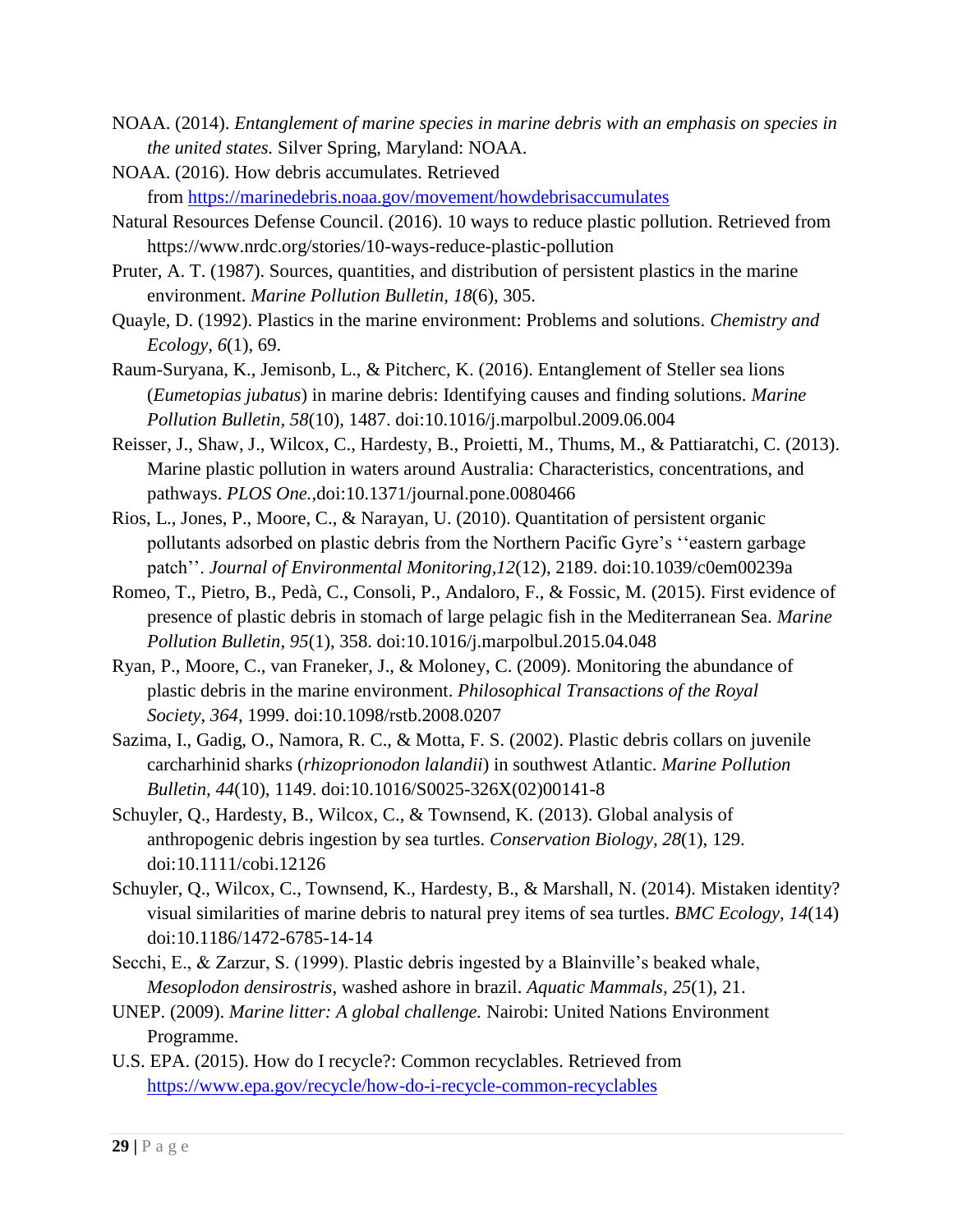NOAA. (2014). *Entanglement of marine species in marine debris with an emphasis on species in the united states.* Silver Spring, Maryland: NOAA.

NOAA. (2016). How debris accumulates. Retrieved from https://marinedebris.noaa.gov/movement/howdebrisaccumulates

Natural Resources Defense Council. (2016). 10 ways to reduce plastic pollution. Retrieved from https://www.nrdc.org/stories/10-ways-reduce-plastic-pollution

Pruter, A. T. (1987). Sources, quantities, and distribution of persistent plastics in the marine environment. *Marine Pollution Bulletin, 18*(6), 305.

Quayle, D. (1992). Plastics in the marine environment: Problems and solutions. *Chemistry and Ecology, 6*(1), 69.

Raum-Suryana, K., Jemisonb, L., & Pitcherc, K. (2016). Entanglement of Steller sea lions (*Eumetopias jubatus*) in marine debris: Identifying causes and finding solutions. *Marine Pollution Bulletin, 58*(10), 1487. doi:10.1016/j.marpolbul.2009.06.004

Reisser, J., Shaw, J., Wilcox, C., Hardesty, B., Proietti, M., Thums, M., & Pattiaratchi, C. (2013). Marine plastic pollution in waters around Australia: Characteristics, concentrations, and pathways. *PLOS One.,*doi:10.1371/journal.pone.0080466

Rios, L., Jones, P., Moore, C., & Narayan, U. (2010). Quantitation of persistent organic pollutants adsorbed on plastic debris from the Northern Pacific Gyre's ''eastern garbage patch''. *Journal of Environmental Monitoring,12*(12), 2189. doi:10.1039/c0em00239a

Romeo, T., Pietro, B., Pedà, C., Consoli, P., Andaloro, F., & Fossic, M. (2015). First evidence of presence of plastic debris in stomach of large pelagic fish in the Mediterranean Sea. *Marine Pollution Bulletin, 95*(1), 358. doi:10.1016/j.marpolbul.2015.04.048

Ryan, P., Moore, C., van Franeker, J., & Moloney, C. (2009). Monitoring the abundance of plastic debris in the marine environment. *Philosophical Transactions of the Royal Society, 364*, 1999. doi:10.1098/rstb.2008.0207

Sazima, I., Gadig, O., Namora, R. C., & Motta, F. S. (2002). Plastic debris collars on juvenile carcharhinid sharks (*rhizoprionodon lalandii*) in southwest Atlantic. *Marine Pollution Bulletin, 44*(10), 1149. doi:10.1016/S0025-326X(02)00141-8

Schuyler, Q., Hardesty, B., Wilcox, C., & Townsend, K. (2013). Global analysis of anthropogenic debris ingestion by sea turtles. *Conservation Biology, 28*(1), 129. doi:10.1111/cobi.12126

Schuyler, Q., Wilcox, C., Townsend, K., Hardesty, B., & Marshall, N. (2014). Mistaken identity? visual similarities of marine debris to natural prey items of sea turtles. *BMC Ecology, 14*(14) doi:10.1186/1472-6785-14-14

Secchi, E., & Zarzur, S. (1999). Plastic debris ingested by a Blainville's beaked whale, *Mesoplodon densirostris*, washed ashore in brazil. *Aquatic Mammals, 25*(1), 21.

UNEP. (2009). *Marine litter: A global challenge.* Nairobi: United Nations Environment Programme.

U.S. EPA. (2015). How do I recycle?: Common recyclables. Retrieved from https://www.epa.gov/recycle/how-do-i-recycle-common-recyclables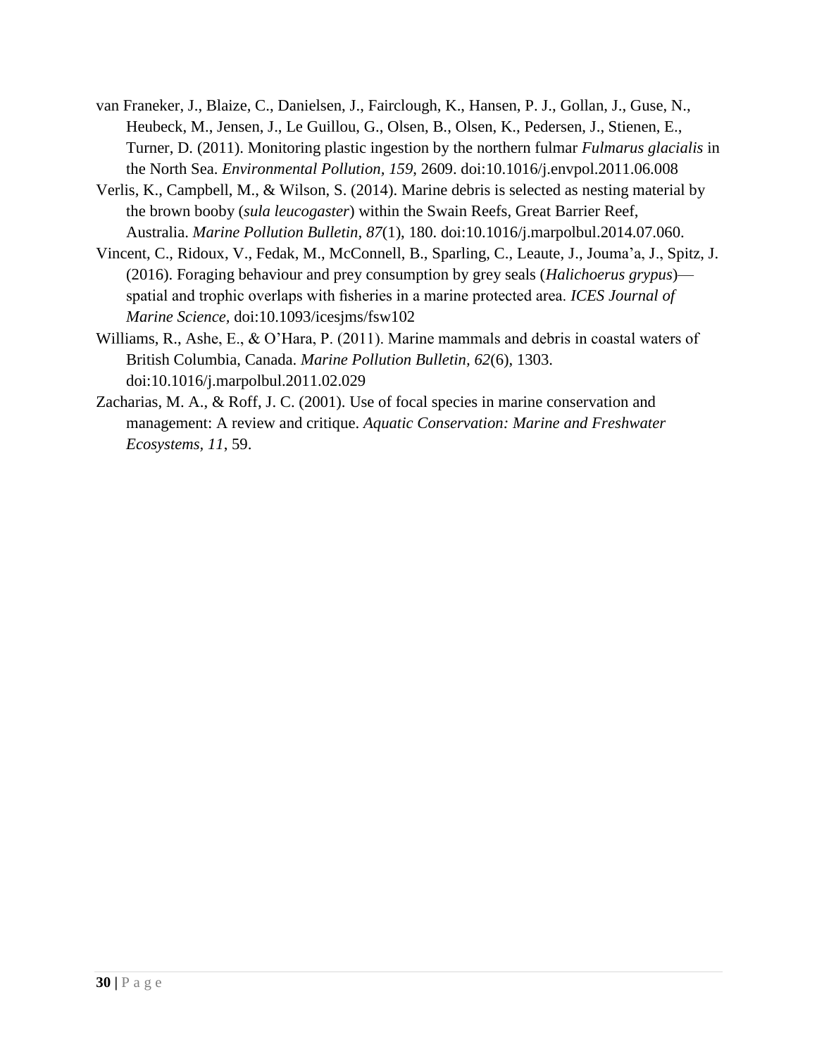van Franeker, J., Blaize, C., Danielsen, J., Fairclough, K., Hansen, P. J., Gollan, J., Guse, N., Heubeck, M., Jensen, J., Le Guillou, G., Olsen, B., Olsen, K., Pedersen, J., Stienen, E., Turner, D. (2011). Monitoring plastic ingestion by the northern fulmar *Fulmarus glacialis* in the North Sea. *Environmental Pollution, 159,* 2609. doi:10.1016/j.envpol.2011.06.008

Verlis, K., Campbell, M., & Wilson, S. (2014). Marine debris is selected as nesting material by the brown booby (*sula leucogaster*) within the Swain Reefs, Great Barrier Reef, Australia. *Marine Pollution Bulletin, 87*(1), 180. doi:10.1016/j.marpolbul.2014.07.060.

Vincent, C., Ridoux, V., Fedak, M., McConnell, B., Sparling, C., Leaute, J., Jouma'a, J., Spitz, J. (2016). Foraging behaviour and prey consumption by grey seals (*Halichoerus grypus*)—spatial and trophic overlaps with fisheries in a marine protected area. *ICES Journal of Marine Science,* doi:10.1093/icesjms/fsw102

Williams, R., Ashe, E., & O'Hara, P. (2011). Marine mammals and debris in coastal waters of British Columbia, Canada. *Marine Pollution Bulletin, 62*(6), 1303. doi:10.1016/j.marpolbul.2011.02.029

Zacharias, M. A., & Roff, J. C. (2001). Use of focal species in marine conservation and management: A review and critique. *Aquatic Conservation: Marine and Freshwater Ecosystems, 11*, 59.